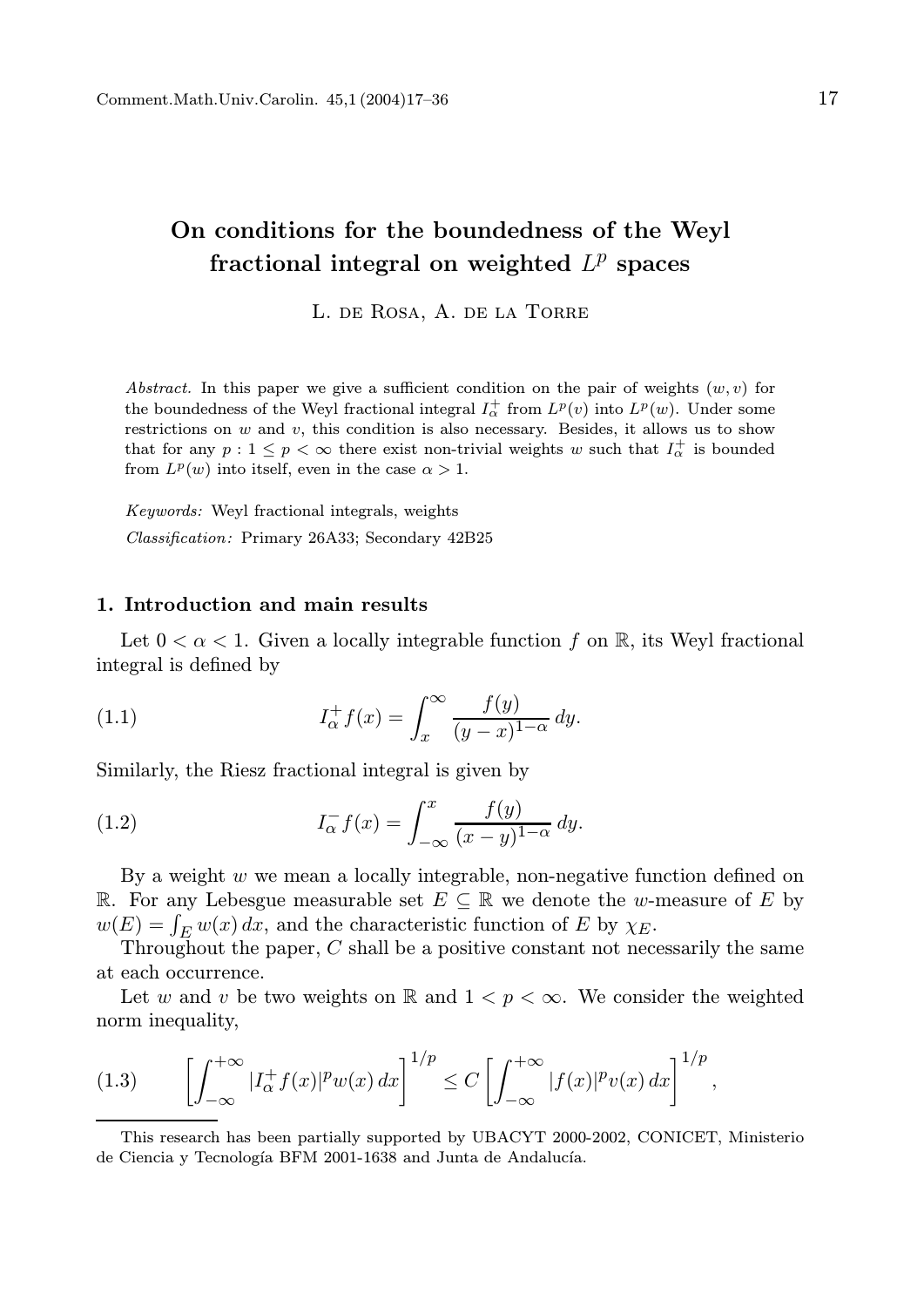# On conditions for the boundedness of the Weyl fractional integral on weighted $L^p$ spaces

L. de Rosa, A. de la Torre

*Abstract.* In this paper we give a sufficient condition on the pair of weights $(w, v)$ for the boundedness of the Weyl fractional integral $I_\alpha^+$ from $L^p(v)$ into $L^p(w)$. Under some restrictions on $w$ and $v$, this condition is also necessary. Besides, it allows us to show that for any $p : 1 \leq p < \infty$ there exist non-trivial weights $w$ such that $I_\alpha^+$ is bounded from $L^p(w)$ into itself, even in the case $\alpha > 1$.

*Keywords:* Weyl fractional integrals, weights

*Classification:* Primary 26A33; Secondary 42B25

## 1. Introduction and main results

Let $0 < \alpha < 1$. Given a locally integrable function $f$ on $\mathbb{R}$, its Weyl fractional integral is defined by

$$I_\alpha^+ f(x) = \int_x^\infty \frac{f(y)}{(y-x)^{1-\alpha}}\, dy. \tag{1.1}$$

Similarly, the Riesz fractional integral is given by

$$I_\alpha^- f(x) = \int_{-\infty}^x \frac{f(y)}{(x-y)^{1-\alpha}}\, dy. \tag{1.2}$$

By a weight $w$ we mean a locally integrable, non-negative function defined on $\mathbb{R}$. For any Lebesgue measurable set $E \subseteq \mathbb{R}$ we denote the $w$-measure of $E$ by $w(E) = \int_E w(x)\, dx$, and the characteristic function of $E$ by $\chi_E$.

Throughout the paper, $C$ shall be a positive constant not necessarily the same at each occurrence.

Let $w$ and $v$ be two weights on $\mathbb{R}$ and $1 < p < \infty$. We consider the weighted norm inequality,

$$\left[\int_{-\infty}^{+\infty} |I_\alpha^+ f(x)|^p w(x)\, dx\right]^{1/p} \leq C \left[\int_{-\infty}^{+\infty} |f(x)|^p v(x)\, dx\right]^{1/p}, \tag{1.3}$$

This research has been partially supported by UBACYT 2000-2002, CONICET, Ministerio de Ciencia y Tecnología BFM 2001-1638 and Junta de Andalucía.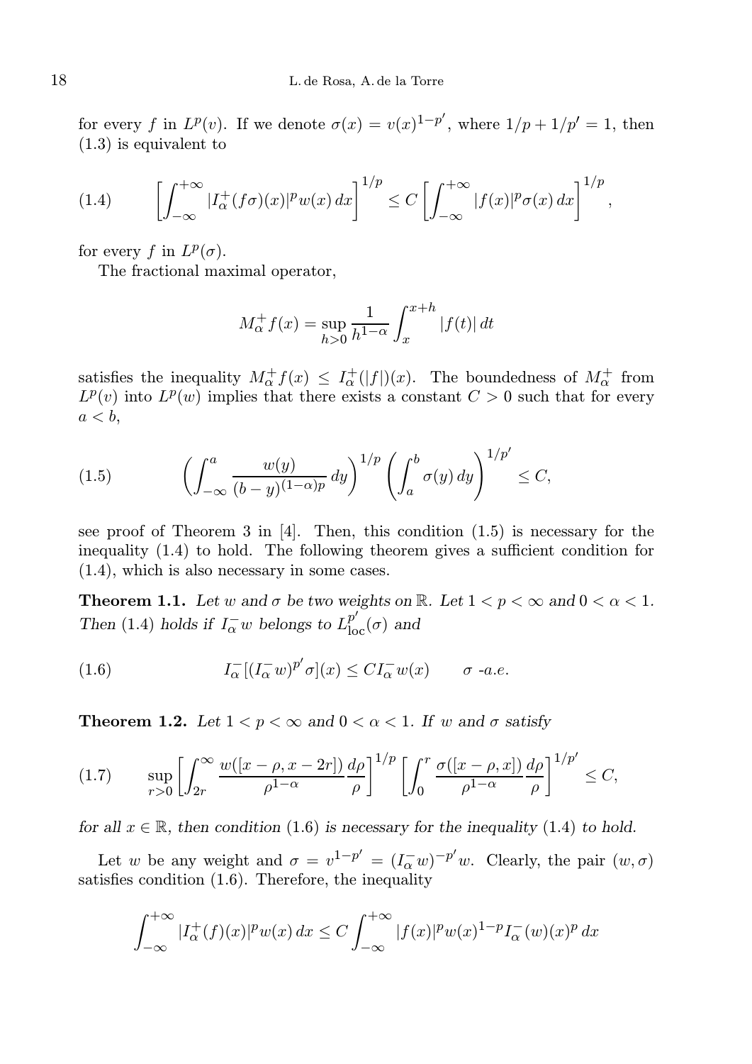for every $f$ in $L^p(v)$. If we denote $\sigma(x) = v(x)^{1-p'}$, where $1/p + 1/p' = 1$, then (1.3) is equivalent to

$$
\left[\int_{-\infty}^{+\infty} |I_\alpha^+(f\sigma)(x)|^p w(x)\,dx\right]^{1/p} \le C\left[\int_{-\infty}^{+\infty} |f(x)|^p \sigma(x)\,dx\right]^{1/p}, \tag{1.4}
$$

for every $f$ in $L^p(\sigma)$.

The fractional maximal operator,

$$
M_\alpha^+ f(x) = \sup_{h>0} \frac{1}{h^{1-\alpha}} \int_x^{x+h} |f(t)|\,dt
$$

satisfies the inequality $M_\alpha^+ f(x) \le I_\alpha^+(|f|)(x)$. The boundedness of $M_\alpha^+$ from $L^p(v)$ into $L^p(w)$ implies that there exists a constant $C > 0$ such that for every $a < b$,

$$
\left(\int_{-\infty}^{a} \frac{w(y)}{(b-y)^{(1-\alpha)p}}\,dy\right)^{1/p} \left(\int_a^b \sigma(y)\,dy\right)^{1/p'} \le C, \tag{1.5}
$$

see proof of Theorem 3 in [4]. Then, this condition (1.5) is necessary for the inequality (1.4) to hold. The following theorem gives a sufficient condition for (1.4), which is also necessary in some cases.

**Theorem 1.1.** *Let $w$ and $\sigma$ be two weights on $\mathbb{R}$. Let $1 < p < \infty$ and $0 < \alpha < 1$. Then* (1.4) *holds if $I_\alpha^- w$ belongs to $L^{p'}_{\mathrm{loc}}(\sigma)$ and*

$$
I_\alpha^-[(I_\alpha^- w)^{p'}\sigma](x) \le C I_\alpha^- w(x) \qquad \sigma\text{-a.e.} \tag{1.6}
$$

**Theorem 1.2.** *Let $1 < p < \infty$ and $0 < \alpha < 1$. If $w$ and $\sigma$ satisfy*

$$
\sup_{r>0} \left[\int_{2r}^{\infty} \frac{w([x-\rho, x-2r])}{\rho^{1-\alpha}} \frac{d\rho}{\rho}\right]^{1/p} \left[\int_0^r \frac{\sigma([x-\rho, x])}{\rho^{1-\alpha}} \frac{d\rho}{\rho}\right]^{1/p'} \le C, \tag{1.7}
$$

*for all $x \in \mathbb{R}$, then condition* (1.6) *is necessary for the inequality* (1.4) *to hold.*

Let $w$ be any weight and $\sigma = v^{1-p'} = (I_\alpha^- w)^{-p'} w$. Clearly, the pair $(w, \sigma)$ satisfies condition (1.6). Therefore, the inequality

$$
\int_{-\infty}^{+\infty} |I_\alpha^+(f)(x)|^p w(x)\,dx \le C \int_{-\infty}^{+\infty} |f(x)|^p w(x)^{1-p} I_\alpha^-(w)(x)^p\,dx
$$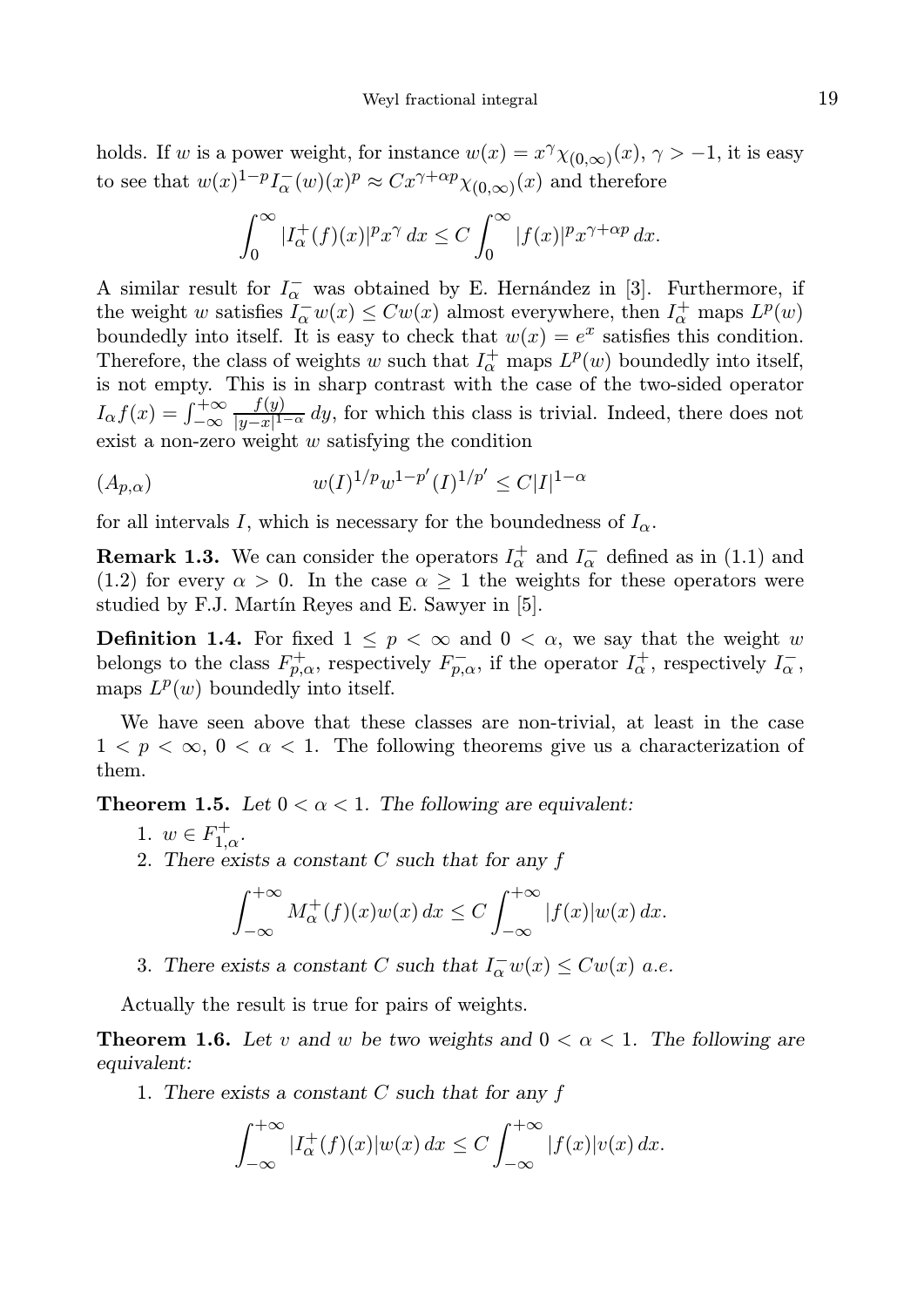holds. If $w$ is a power weight, for instance $w(x) = x^\gamma \chi_{(0,\infty)}(x)$, $\gamma > -1$, it is easy to see that $w(x)^{1-p} I_\alpha^-(w)(x)^p \approx C x^{\gamma+\alpha p}\chi_{(0,\infty)}(x)$ and therefore

$$\int_0^\infty |I_\alpha^+(f)(x)|^p x^\gamma\, dx \le C\int_0^\infty |f(x)|^p x^{\gamma+\alpha p}\, dx.$$

A similar result for $I_\alpha^-$ was obtained by E. Hernández in [3]. Furthermore, if the weight $w$ satisfies $I_\alpha^- w(x) \le Cw(x)$ almost everywhere, then $I_\alpha^+$ maps $L^p(w)$ boundedly into itself. It is easy to check that $w(x) = e^x$ satisfies this condition. Therefore, the class of weights $w$ such that $I_\alpha^+$ maps $L^p(w)$ boundedly into itself, is not empty. This is in sharp contrast with the case of the two-sided operator $I_\alpha f(x) = \int_{-\infty}^{+\infty} \frac{f(y)}{|y-x|^{1-\alpha}}\, dy$, for which this class is trivial. Indeed, there does not exist a non-zero weight $w$ satisfying the condition

$$(A_{p,\alpha}) \qquad\qquad w(I)^{1/p} w^{1-p'}(I)^{1/p'} \le C|I|^{1-\alpha}$$

for all intervals $I$, which is necessary for the boundedness of $I_\alpha$.

**Remark 1.3.** We can consider the operators $I_\alpha^+$ and $I_\alpha^-$ defined as in (1.1) and (1.2) for every $\alpha > 0$. In the case $\alpha \ge 1$ the weights for these operators were studied by F.J. Martín Reyes and E. Sawyer in [5].

**Definition 1.4.** For fixed $1 \le p < \infty$ and $0 < \alpha$, we say that the weight $w$ belongs to the class $F_{p,\alpha}^+$, respectively $F_{p,\alpha}^-$, if the operator $I_\alpha^+$, respectively $I_\alpha^-$, maps $L^p(w)$ boundedly into itself.

We have seen above that these classes are non-trivial, at least in the case $1 < p < \infty$, $0 < \alpha < 1$. The following theorems give us a characterization of them.

**Theorem 1.5.** *Let $0 < \alpha < 1$. The following are equivalent:*

1. $w \in F_{1,\alpha}^+$.
2. *There exists a constant $C$ such that for any $f$*

$$\int_{-\infty}^{+\infty} M_\alpha^+(f)(x) w(x)\, dx \le C \int_{-\infty}^{+\infty} |f(x)| w(x)\, dx.$$

3. *There exists a constant $C$ such that $I_\alpha^- w(x) \le Cw(x)$ a.e.*

Actually the result is true for pairs of weights.

**Theorem 1.6.** *Let $v$ and $w$ be two weights and $0 < \alpha < 1$. The following are equivalent:*

1. *There exists a constant $C$ such that for any $f$*

$$\int_{-\infty}^{+\infty} |I_\alpha^+(f)(x)| w(x)\, dx \le C \int_{-\infty}^{+\infty} |f(x)| v(x)\, dx.$$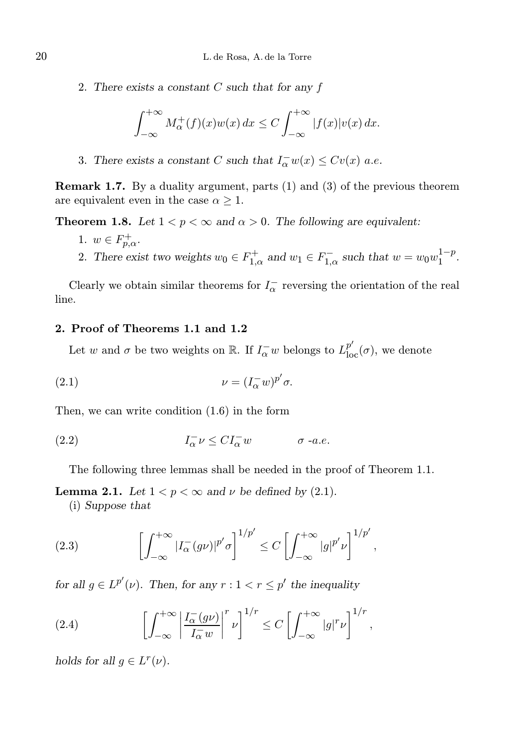2. *There exists a constant $C$ such that for any $f$*

$$\int_{-\infty}^{+\infty} M_\alpha^+(f)(x)w(x)\,dx \le C\int_{-\infty}^{+\infty}|f(x)|v(x)\,dx.$$

3. *There exists a constant $C$ such that $I_\alpha^- w(x) \le Cv(x)$ a.e.*

**Remark 1.7.** By a duality argument, parts (1) and (3) of the previous theorem are equivalent even in the case $\alpha \ge 1$.

**Theorem 1.8.** *Let $1 < p < \infty$ and $\alpha > 0$. The following are equivalent:*

1. $w \in F_{p,\alpha}^+$.
2. *There exist two weights $w_0 \in F_{1,\alpha}^+$ and $w_1 \in F_{1,\alpha}^-$ such that $w = w_0 w_1^{1-p}$.*

Clearly we obtain similar theorems for $I_\alpha^-$ reversing the orientation of the real line.

## 2. Proof of Theorems 1.1 and 1.2

Let $w$ and $\sigma$ be two weights on $\mathbb{R}$. If $I_\alpha^- w$ belongs to $L_{\mathrm{loc}}^{p'}(\sigma)$, we denote

$$\nu = (I_\alpha^- w)^{p'}\sigma. \tag{2.1}$$

Then, we can write condition (1.6) in the form

$$I_\alpha^- \nu \le C I_\alpha^- w \qquad \sigma\text{-}a.e. \tag{2.2}$$

The following three lemmas shall be needed in the proof of Theorem 1.1.

**Lemma 2.1.** *Let $1 < p < \infty$ and $\nu$ be defined by (2.1).*

(i) *Suppose that*

$$\left[\int_{-\infty}^{+\infty} |I_\alpha^-(g\nu)|^{p'}\sigma\right]^{1/p'} \le C\left[\int_{-\infty}^{+\infty}|g|^{p'}\nu\right]^{1/p'}, \tag{2.3}$$

*for all $g \in L^{p'}(\nu)$. Then, for any $r : 1 < r \le p'$ the inequality*

$$\left[\int_{-\infty}^{+\infty} \left|\frac{I_\alpha^-(g\nu)}{I_\alpha^- w}\right|^{r}\nu\right]^{1/r} \le C\left[\int_{-\infty}^{+\infty}|g|^{r}\nu\right]^{1/r}, \tag{2.4}$$

*holds for all $g \in L^r(\nu)$.*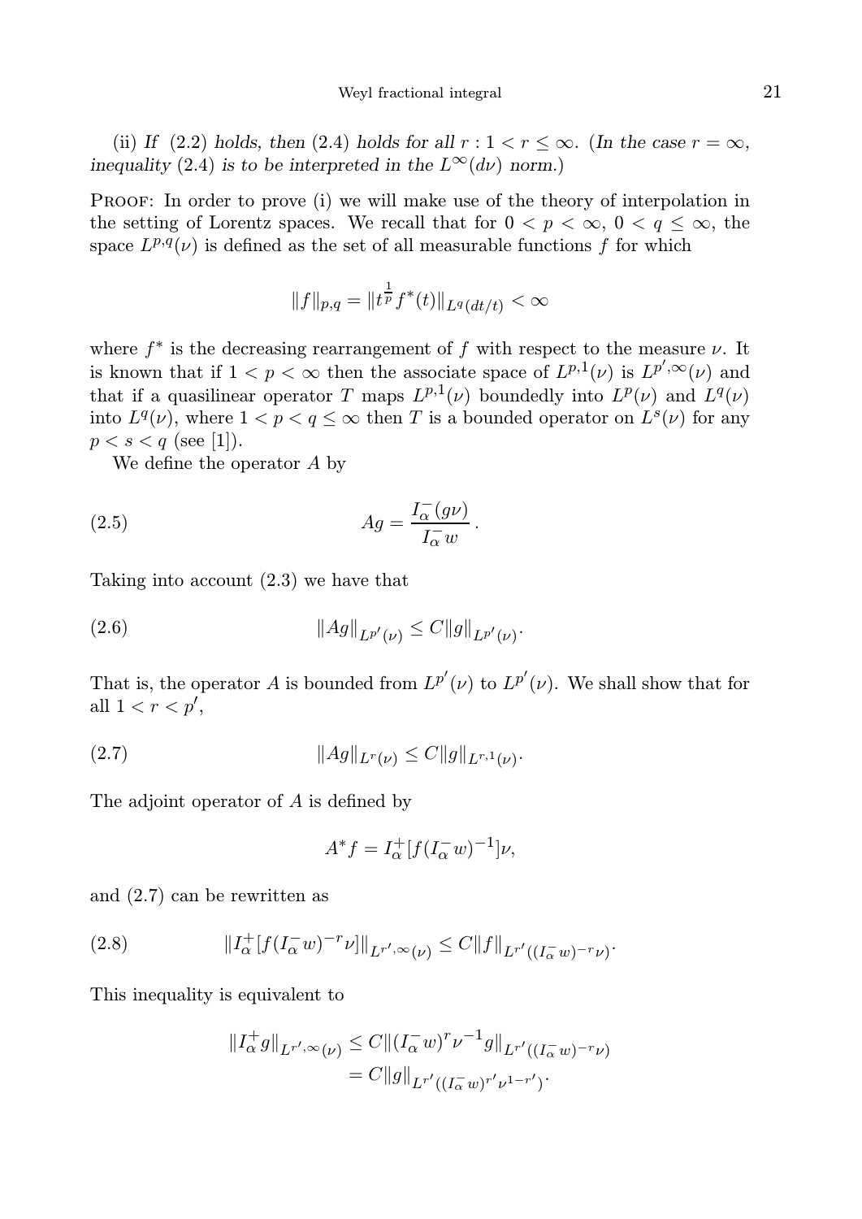(ii) *If* (2.2) *holds, then* (2.4) *holds for all* $r : 1 < r \leq \infty$. (*In the case* $r = \infty$, *inequality* (2.4) *is to be interpreted in the* $L^\infty(d\nu)$ *norm.*)

Proof: In order to prove (i) we will make use of the theory of interpolation in the setting of Lorentz spaces. We recall that for $0 < p < \infty$, $0 < q \leq \infty$, the space $L^{p,q}(\nu)$ is defined as the set of all measurable functions $f$ for which

$$\|f\|_{p,q} = \|t^{\frac{1}{p}} f^*(t)\|_{L^q(dt/t)} < \infty$$

where $f^*$ is the decreasing rearrangement of $f$ with respect to the measure $\nu$. It is known that if $1 < p < \infty$ then the associate space of $L^{p,1}(\nu)$ is $L^{p',\infty}(\nu)$ and that if a quasilinear operator $T$ maps $L^{p,1}(\nu)$ boundedly into $L^p(\nu)$ and $L^q(\nu)$ into $L^q(\nu)$, where $1 < p < q \leq \infty$ then $T$ is a bounded operator on $L^s(\nu)$ for any $p < s < q$ (see [1]).

We define the operator $A$ by

$$Ag = \frac{I_\alpha^-(g\nu)}{I_\alpha^- w}\,. \tag{2.5}$$

Taking into account (2.3) we have that

$$\|Ag\|_{L^{p'}(\nu)} \leq C\|g\|_{L^{p'}(\nu)}. \tag{2.6}$$

That is, the operator $A$ is bounded from $L^{p'}(\nu)$ to $L^{p'}(\nu)$. We shall show that for all $1 < r < p'$,

$$\|Ag\|_{L^r(\nu)} \leq C\|g\|_{L^{r,1}(\nu)}. \tag{2.7}$$

The adjoint operator of $A$ is defined by

$$A^* f = I_\alpha^+[f(I_\alpha^- w)^{-1}]\nu,$$

and (2.7) can be rewritten as

$$\|I_\alpha^+[f(I_\alpha^- w)^{-r}\nu]\|_{L^{r',\infty}(\nu)} \leq C\|f\|_{L^{r'}((I_\alpha^- w)^{-r}\nu)}. \tag{2.8}$$

This inequality is equivalent to

$$\begin{aligned}
\|I_\alpha^+ g\|_{L^{r',\infty}(\nu)} &\leq C\|(I_\alpha^- w)^r \nu^{-1} g\|_{L^{r'}((I_\alpha^- w)^{-r}\nu)} \\
&= C\|g\|_{L^{r'}((I_\alpha^- w)^{r'}\nu^{1-r'})}.
\end{aligned}$$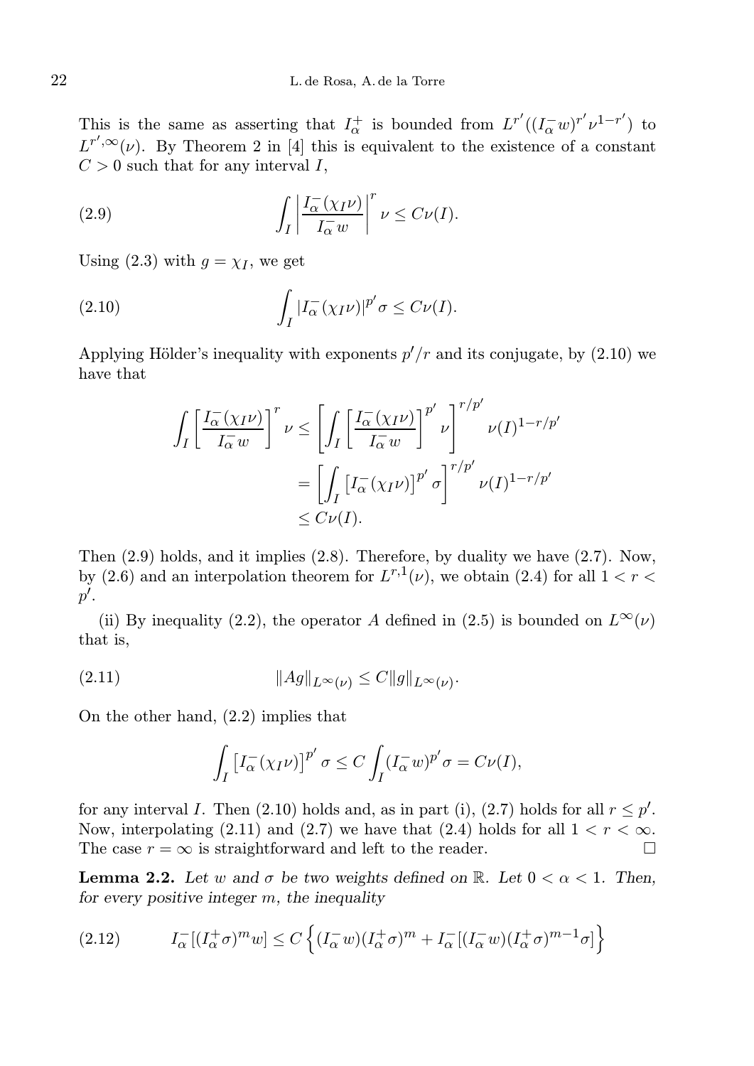This is the same as asserting that $I_\alpha^+$ is bounded from $L^{r'}((I_\alpha^- w)^{r'}\nu^{1-r'})$ to $L^{r',\infty}(\nu)$. By Theorem 2 in [4] this is equivalent to the existence of a constant $C>0$ such that for any interval $I$,

$$\int_I \left|\frac{I_\alpha^-(\chi_I \nu)}{I_\alpha^- w}\right|^r \nu \le C\nu(I). \tag{2.9}$$

Using (2.3) with $g=\chi_I$, we get

$$\int_I |I_\alpha^-(\chi_I\nu)|^{p'}\sigma \le C\nu(I). \tag{2.10}$$

Applying Hölder's inequality with exponents $p'/r$ and its conjugate, by (2.10) we have that

$$\begin{aligned}
\int_I \left[\frac{I_\alpha^-(\chi_I \nu)}{I_\alpha^- w}\right]^r \nu &\le \left[\int_I \left[\frac{I_\alpha^-(\chi_I \nu)}{I_\alpha^- w}\right]^{p'} \nu\right]^{r/p'} \nu(I)^{1-r/p'} \\
&= \left[\int_I \left[I_\alpha^-(\chi_I\nu)\right]^{p'}\sigma\right]^{r/p'} \nu(I)^{1-r/p'} \\
&\le C\nu(I).
\end{aligned}$$

Then (2.9) holds, and it implies (2.8). Therefore, by duality we have (2.7). Now, by (2.6) and an interpolation theorem for $L^{r,1}(\nu)$, we obtain (2.4) for all $1<r<p'$.

(ii) By inequality (2.2), the operator $A$ defined in (2.5) is bounded on $L^\infty(\nu)$ that is,

$$\|Ag\|_{L^\infty(\nu)} \le C\|g\|_{L^\infty(\nu)}. \tag{2.11}$$

On the other hand, (2.2) implies that

$$\int_I \left[I_\alpha^-(\chi_I\nu)\right]^{p'}\sigma \le C\int_I (I_\alpha^- w)^{p'}\sigma = C\nu(I),$$

for any interval $I$. Then (2.10) holds and, as in part (i), (2.7) holds for all $r\le p'$. Now, interpolating (2.11) and (2.7) we have that (2.4) holds for all $1<r<\infty$. The case $r=\infty$ is straightforward and left to the reader. $\square$

**Lemma 2.2.** *Let $w$ and $\sigma$ be two weights defined on $\mathbb{R}$. Let $0<\alpha<1$. Then, for every positive integer $m$, the inequality*

$$I_\alpha^-[(I_\alpha^+\sigma)^m w] \le C\left\{(I_\alpha^- w)(I_\alpha^+\sigma)^m + I_\alpha^-[(I_\alpha^- w)(I_\alpha^+\sigma)^{m-1}\sigma]\right\} \tag{2.12}$$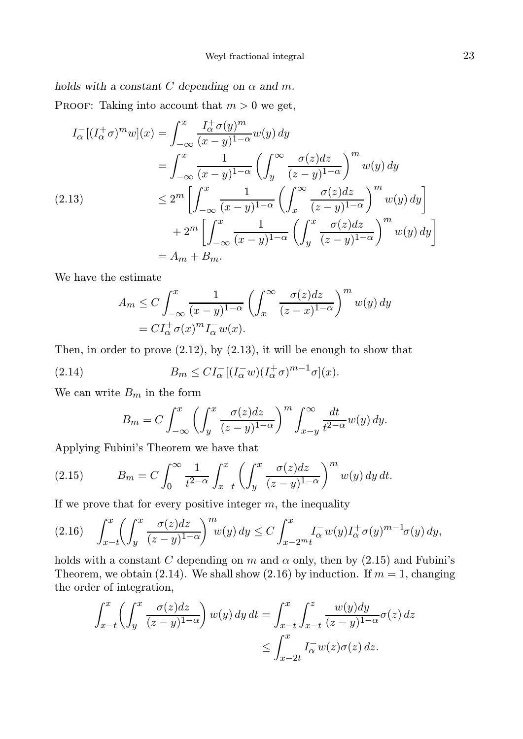*holds with a constant $C$ depending on $\alpha$ and $m$.*

Proof: Taking into account that $m > 0$ we get,

$$
\begin{aligned}
I_\alpha^-[(I_\alpha^+\sigma)^m w](x) &= \int_{-\infty}^x \frac{I_\alpha^+\sigma(y)^m}{(x-y)^{1-\alpha}} w(y)\,dy \\
&= \int_{-\infty}^x \frac{1}{(x-y)^{1-\alpha}} \left( \int_y^\infty \frac{\sigma(z)dz}{(z-y)^{1-\alpha}} \right)^m w(y)\,dy \\
&\le 2^m \left[ \int_{-\infty}^x \frac{1}{(x-y)^{1-\alpha}} \left( \int_x^\infty \frac{\sigma(z)dz}{(z-y)^{1-\alpha}} \right)^m w(y)\,dy \right] \\
&\quad + 2^m \left[ \int_{-\infty}^x \frac{1}{(x-y)^{1-\alpha}} \left( \int_y^x \frac{\sigma(z)dz}{(z-y)^{1-\alpha}} \right)^m w(y)\,dy \right] \\
&= A_m + B_m.
\end{aligned} \tag{2.13}
$$

We have the estimate

$$
\begin{aligned}
A_m &\le C \int_{-\infty}^x \frac{1}{(x-y)^{1-\alpha}} \left( \int_x^\infty \frac{\sigma(z)dz}{(z-x)^{1-\alpha}} \right)^m w(y)\,dy \\
&= C I_\alpha^+\sigma(x)^m I_\alpha^- w(x).
\end{aligned}
$$

Then, in order to prove (2.12), by (2.13), it will be enough to show that

$$
B_m \le C I_\alpha^-[(I_\alpha^- w)(I_\alpha^+\sigma)^{m-1}\sigma](x). \tag{2.14}
$$

We can write $B_m$ in the form

$$
B_m = C \int_{-\infty}^x \left( \int_y^x \frac{\sigma(z)dz}{(z-y)^{1-\alpha}} \right)^m \int_{x-y}^\infty \frac{dt}{t^{2-\alpha}} w(y)\,dy.
$$

Applying Fubini's Theorem we have that

$$
B_m = C \int_0^\infty \frac{1}{t^{2-\alpha}} \int_{x-t}^x \left( \int_y^x \frac{\sigma(z)dz}{(z-y)^{1-\alpha}} \right)^m w(y)\,dy\,dt. \tag{2.15}
$$

If we prove that for every positive integer $m$, the inequality

$$
\int_{x-t}^x \left( \int_y^x \frac{\sigma(z)dz}{(z-y)^{1-\alpha}} \right)^m w(y)\,dy \le C \int_{x-2^m t}^x I_\alpha^- w(y) I_\alpha^+\sigma(y)^{m-1}\sigma(y)\,dy, \tag{2.16}
$$

holds with a constant $C$ depending on $m$ and $\alpha$ only, then by (2.15) and Fubini's Theorem, we obtain (2.14). We shall show (2.16) by induction. If $m = 1$, changing the order of integration,

$$
\begin{aligned}
\int_{x-t}^x \left( \int_y^x \frac{\sigma(z)dz}{(z-y)^{1-\alpha}} \right) w(y)\,dy\,dt &= \int_{x-t}^x \int_{x-t}^z \frac{w(y)dy}{(z-y)^{1-\alpha}} \sigma(z)\,dz \\
&\le \int_{x-2t}^x I_\alpha^- w(z)\sigma(z)\,dz.
\end{aligned}
$$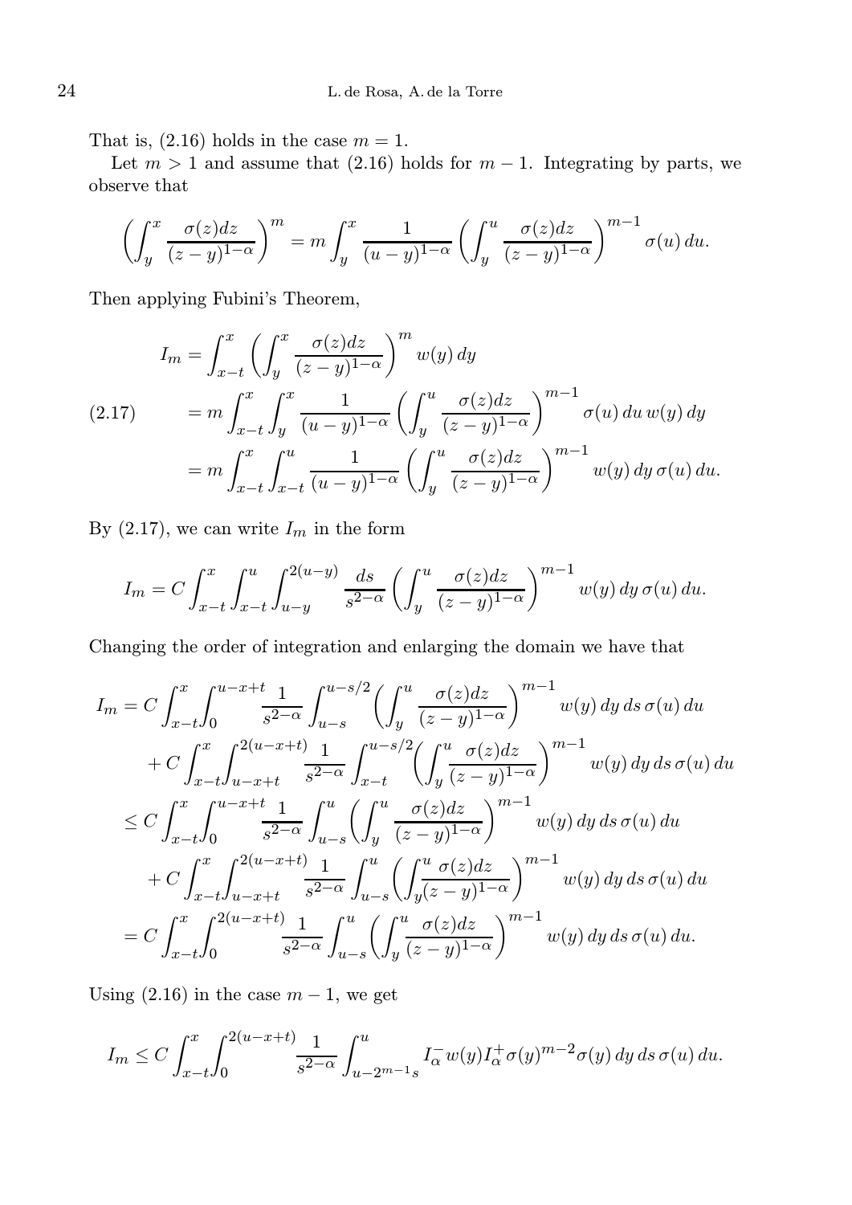That is, (2.16) holds in the case $m = 1$.

Let $m > 1$ and assume that (2.16) holds for $m-1$. Integrating by parts, we observe that

$$\left(\int_y^x \frac{\sigma(z)dz}{(z-y)^{1-\alpha}}\right)^m = m\int_y^x \frac{1}{(u-y)^{1-\alpha}}\left(\int_y^u \frac{\sigma(z)dz}{(z-y)^{1-\alpha}}\right)^{m-1}\sigma(u)\,du.$$

Then applying Fubini's Theorem,

$$\tag{2.17}\begin{aligned}
I_m &= \int_{x-t}^x \left(\int_y^x \frac{\sigma(z)dz}{(z-y)^{1-\alpha}}\right)^m w(y)\,dy \\
&= m\int_{x-t}^x \int_y^x \frac{1}{(u-y)^{1-\alpha}}\left(\int_y^u \frac{\sigma(z)dz}{(z-y)^{1-\alpha}}\right)^{m-1}\sigma(u)\,du\,w(y)\,dy \\
&= m\int_{x-t}^x \int_{x-t}^u \frac{1}{(u-y)^{1-\alpha}}\left(\int_y^u \frac{\sigma(z)dz}{(z-y)^{1-\alpha}}\right)^{m-1}w(y)\,dy\,\sigma(u)\,du.
\end{aligned}$$

By (2.17), we can write $I_m$ in the form

$$I_m = C\int_{x-t}^x \int_{x-t}^u \int_{u-y}^{2(u-y)} \frac{ds}{s^{2-\alpha}}\left(\int_y^u \frac{\sigma(z)dz}{(z-y)^{1-\alpha}}\right)^{m-1}w(y)\,dy\,\sigma(u)\,du.$$

Changing the order of integration and enlarging the domain we have that

$$\begin{aligned}
I_m &= C\int_{x-t}^x \int_0^{u-x+t} \frac{1}{s^{2-\alpha}}\int_{u-s}^{u-s/2}\left(\int_y^u \frac{\sigma(z)dz}{(z-y)^{1-\alpha}}\right)^{m-1}w(y)\,dy\,ds\,\sigma(u)\,du \\
&\quad + C\int_{x-t}^x \int_{u-x+t}^{2(u-x+t)} \frac{1}{s^{2-\alpha}}\int_{x-t}^{u-s/2}\left(\int_y^u \frac{\sigma(z)dz}{(z-y)^{1-\alpha}}\right)^{m-1}w(y)\,dy\,ds\,\sigma(u)\,du \\
&\le C\int_{x-t}^x \int_0^{u-x+t} \frac{1}{s^{2-\alpha}}\int_{u-s}^{u}\left(\int_y^u \frac{\sigma(z)dz}{(z-y)^{1-\alpha}}\right)^{m-1}w(y)\,dy\,ds\,\sigma(u)\,du \\
&\quad + C\int_{x-t}^x \int_{u-x+t}^{2(u-x+t)} \frac{1}{s^{2-\alpha}}\int_{u-s}^{u}\left(\int_y^u \frac{\sigma(z)dz}{(z-y)^{1-\alpha}}\right)^{m-1}w(y)\,dy\,ds\,\sigma(u)\,du \\
&= C\int_{x-t}^x \int_0^{2(u-x+t)} \frac{1}{s^{2-\alpha}}\int_{u-s}^{u}\left(\int_y^u \frac{\sigma(z)dz}{(z-y)^{1-\alpha}}\right)^{m-1}w(y)\,dy\,ds\,\sigma(u)\,du.
\end{aligned}$$

Using (2.16) in the case $m-1$, we get

$$I_m \le C\int_{x-t}^x \int_0^{2(u-x+t)} \frac{1}{s^{2-\alpha}}\int_{u-2^{m-1}s}^{u} I_\alpha^- w(y) I_\alpha^+\sigma(y)^{m-2}\sigma(y)\,dy\,ds\,\sigma(u)\,du.$$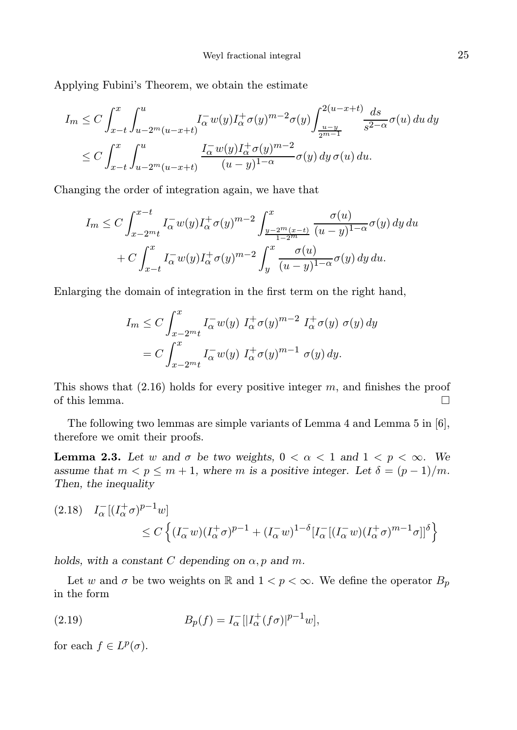Applying Fubini's Theorem, we obtain the estimate

$$
\begin{aligned}
I_m &\le C \int_{x-t}^{x} \int_{u-2^m(u-x+t)}^{u} I_\alpha^- w(y) I_\alpha^+ \sigma(y)^{m-2} \sigma(y) \int_{\frac{u-y}{2^{m-1}}}^{2(u-x+t)} \frac{ds}{s^{2-\alpha}} \sigma(u)\, du\, dy \\
&\le C \int_{x-t}^{x} \int_{u-2^m(u-x+t)}^{u} \frac{I_\alpha^- w(y) I_\alpha^+ \sigma(y)^{m-2}}{(u-y)^{1-\alpha}} \sigma(y)\, dy\, \sigma(u)\, du.
\end{aligned}
$$

Changing the order of integration again, we have that

$$
\begin{aligned}
I_m &\le C \int_{x-2^m t}^{x-t} I_\alpha^- w(y) I_\alpha^+ \sigma(y)^{m-2} \int_{\frac{y-2^m(x-t)}{1-2^m}}^{x} \frac{\sigma(u)}{(u-y)^{1-\alpha}} \sigma(y)\, dy\, du \\
&\quad + C \int_{x-t}^{x} I_\alpha^- w(y) I_\alpha^+ \sigma(y)^{m-2} \int_{y}^{x} \frac{\sigma(u)}{(u-y)^{1-\alpha}} \sigma(y)\, dy\, du.
\end{aligned}
$$

Enlarging the domain of integration in the first term on the right hand,

$$
\begin{aligned}
I_m &\le C \int_{x-2^m t}^{x} I_\alpha^- w(y)\ I_\alpha^+ \sigma(y)^{m-2}\ I_\alpha^+ \sigma(y)\ \sigma(y)\, dy \\
&= C \int_{x-2^m t}^{x} I_\alpha^- w(y)\ I_\alpha^+ \sigma(y)^{m-1}\ \sigma(y)\, dy.
\end{aligned}
$$

This shows that (2.16) holds for every positive integer $m$, and finishes the proof of this lemma. $\square$

The following two lemmas are simple variants of Lemma 4 and Lemma 5 in [6], therefore we omit their proofs.

**Lemma 2.3.** *Let $w$ and $\sigma$ be two weights, $0 < \alpha < 1$ and $1 < p < \infty$. We assume that $m < p \le m+1$, where $m$ is a positive integer. Let $\delta = (p-1)/m$. Then, the inequality*

$$
\begin{aligned}
(2.18)\quad & I_\alpha^- [(I_\alpha^+ \sigma)^{p-1} w] \\
&\le C \left\{ (I_\alpha^- w)(I_\alpha^+ \sigma)^{p-1} + (I_\alpha^- w)^{1-\delta} [I_\alpha^- [(I_\alpha^- w)(I_\alpha^+ \sigma)^{m-1} \sigma]]^\delta \right\}
\end{aligned}
$$

*holds, with a constant $C$ depending on $\alpha, p$ and $m$.*

Let $w$ and $\sigma$ be two weights on $\mathbb{R}$ and $1 < p < \infty$. We define the operator $B_p$ in the form

$$
B_p(f) = I_\alpha^- [|I_\alpha^+ (f\sigma)|^{p-1} w], \tag{2.19}
$$

for each $f \in L^p(\sigma)$.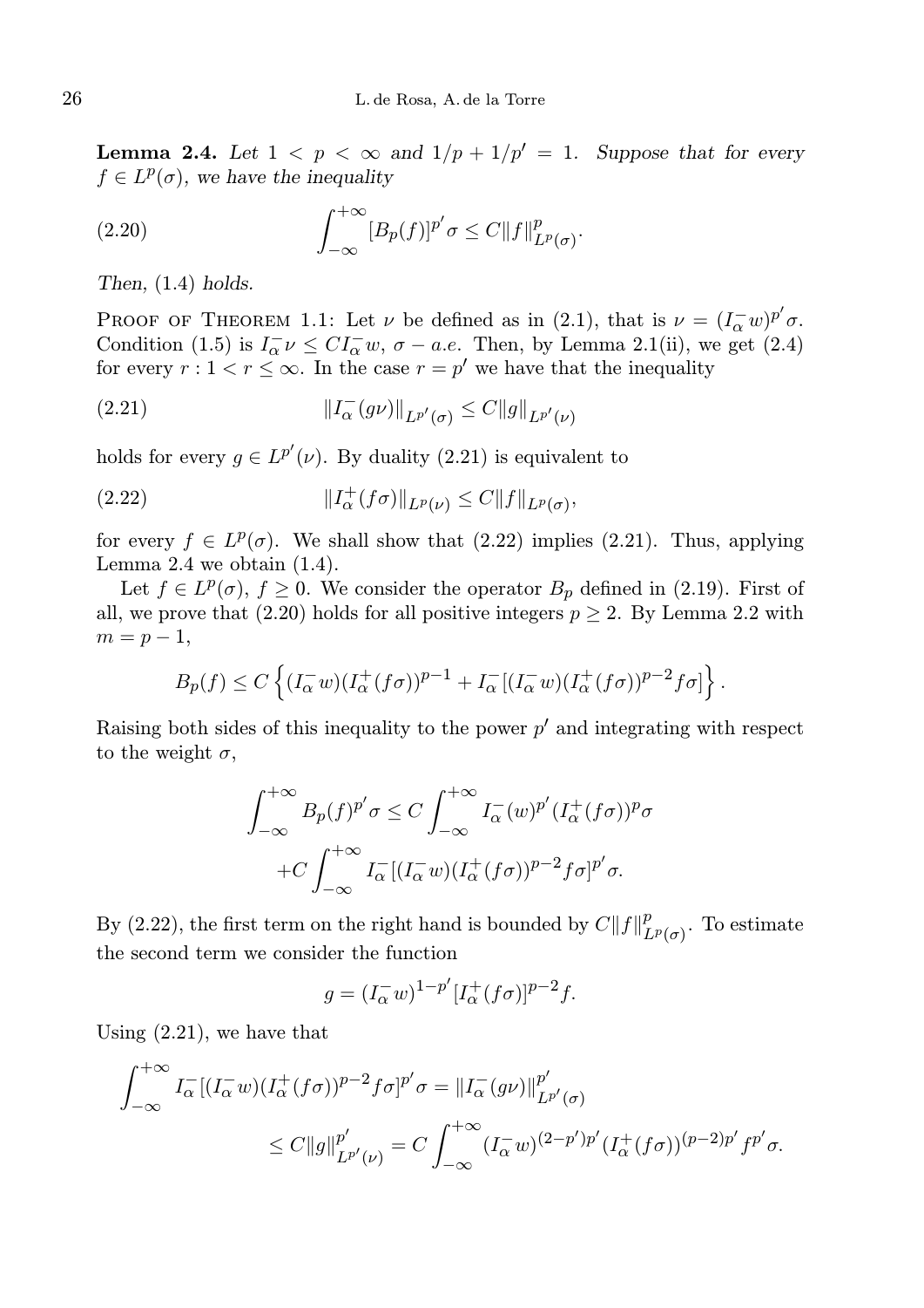**Lemma 2.4.** *Let $1 < p < \infty$ and $1/p + 1/p' = 1$. Suppose that for every $f \in L^p(\sigma)$, we have the inequality*

$$\int_{-\infty}^{+\infty} [B_p(f)]^{p'} \sigma \leq C \|f\|^p_{L^p(\sigma)}. \tag{2.20}$$

*Then,* (1.4) *holds.*

Proof of Theorem 1.1: Let $\nu$ be defined as in (2.1), that is $\nu = (I^-_\alpha w)^{p'} \sigma$. Condition (1.5) is $I^-_\alpha \nu \leq C I^-_\alpha w$, $\sigma - a.e.$ Then, by Lemma 2.1(ii), we get (2.4) for every $r : 1 < r \leq \infty$. In the case $r = p'$ we have that the inequality

$$\|I^-_\alpha(g\nu)\|_{L^{p'}(\sigma)} \leq C \|g\|_{L^{p'}(\nu)} \tag{2.21}$$

holds for every $g \in L^{p'}(\nu)$. By duality (2.21) is equivalent to

$$\|I^+_\alpha(f\sigma)\|_{L^p(\nu)} \leq C \|f\|_{L^p(\sigma)}, \tag{2.22}$$

for every $f \in L^p(\sigma)$. We shall show that (2.22) implies (2.21). Thus, applying Lemma 2.4 we obtain (1.4).

Let $f \in L^p(\sigma)$, $f \geq 0$. We consider the operator $B_p$ defined in (2.19). First of all, we prove that (2.20) holds for all positive integers $p \geq 2$. By Lemma 2.2 with $m = p - 1$,

$$B_p(f) \leq C \left\{ (I^-_\alpha w)(I^+_\alpha(f\sigma))^{p-1} + I^-_\alpha[(I^-_\alpha w)(I^+_\alpha(f\sigma))^{p-2} f\sigma] \right\}.$$

Raising both sides of this inequality to the power $p'$ and integrating with respect to the weight $\sigma$,

$$\int_{-\infty}^{+\infty} B_p(f)^{p'} \sigma \leq C \int_{-\infty}^{+\infty} I^-_\alpha(w)^{p'} (I^+_\alpha(f\sigma))^p \sigma$$
$$+ C \int_{-\infty}^{+\infty} I^-_\alpha[(I^-_\alpha w)(I^+_\alpha(f\sigma))^{p-2} f\sigma]^{p'} \sigma.$$

By (2.22), the first term on the right hand is bounded by $C\|f\|^p_{L^p(\sigma)}$. To estimate the second term we consider the function

$$g = (I^-_\alpha w)^{1-p'} [I^+_\alpha(f\sigma)]^{p-2} f.$$

Using (2.21), we have that

$$\int_{-\infty}^{+\infty} I^-_\alpha[(I^-_\alpha w)(I^+_\alpha(f\sigma))^{p-2} f\sigma]^{p'} \sigma = \|I^-_\alpha(g\nu)\|^{p'}_{L^{p'}(\sigma)}$$
$$\leq C\|g\|^{p'}_{L^{p'}(\nu)} = C \int_{-\infty}^{+\infty} (I^-_\alpha w)^{(2-p')p'} (I^+_\alpha(f\sigma))^{(p-2)p'} f^{p'} \sigma.$$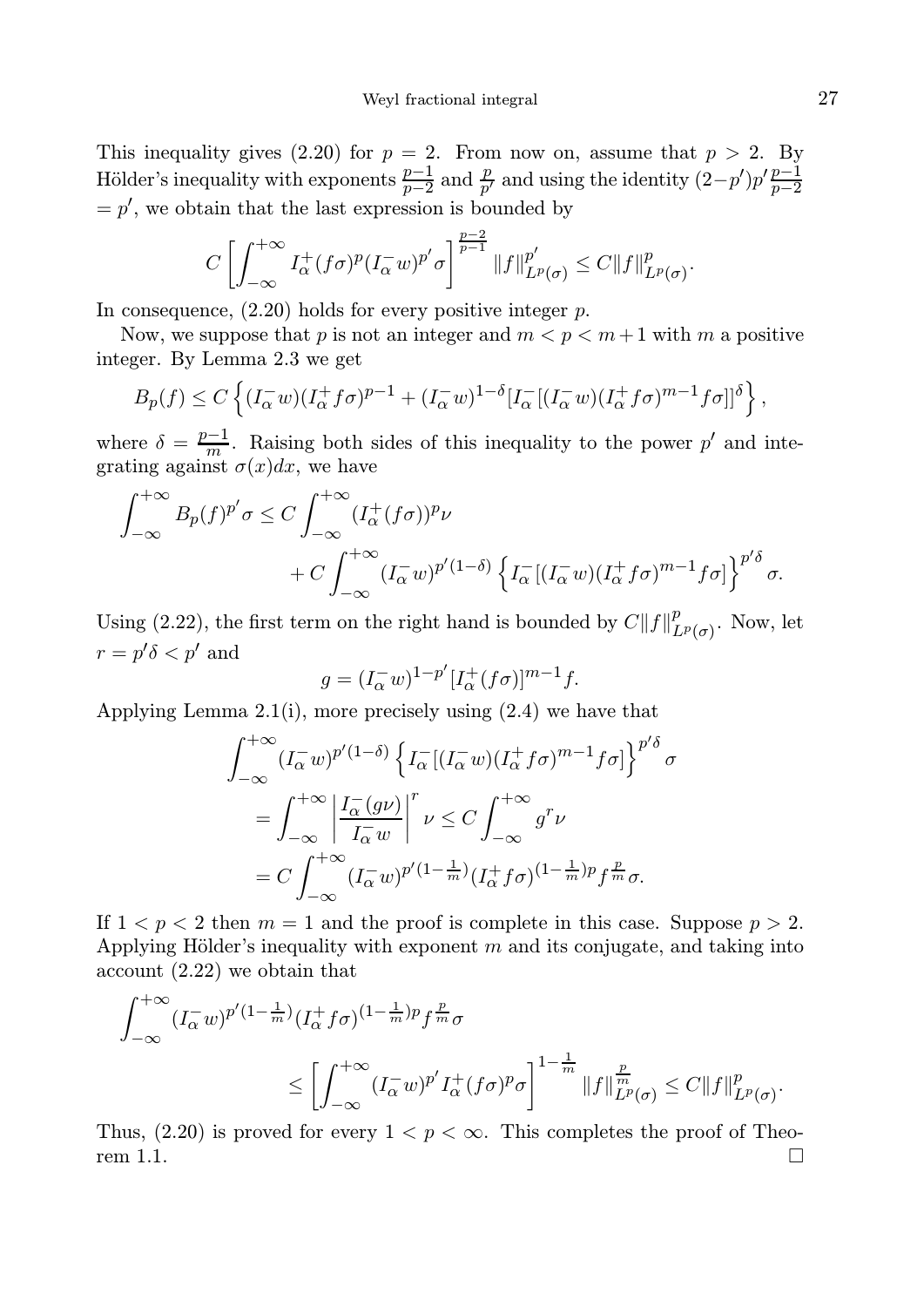This inequality gives (2.20) for $p = 2$. From now on, assume that $p > 2$. By Hölder's inequality with exponents $\frac{p-1}{p-2}$ and $\frac{p}{p'}$ and using the identity $(2-p')p'\frac{p-1}{p-2} = p'$, we obtain that the last expression is bounded by

$$C\left[\int_{-\infty}^{+\infty} I_\alpha^+(f\sigma)^p (I_\alpha^- w)^{p'}\sigma\right]^{\frac{p-2}{p-1}} \|f\|_{L^p(\sigma)}^{p'} \le C\|f\|_{L^p(\sigma)}^p.$$

In consequence, (2.20) holds for every positive integer $p$.

Now, we suppose that $p$ is not an integer and $m < p < m+1$ with $m$ a positive integer. By Lemma 2.3 we get

$$B_p(f) \le C\left\{(I_\alpha^- w)(I_\alpha^+ f\sigma)^{p-1} + (I_\alpha^- w)^{1-\delta}[I_\alpha^-[(I_\alpha^- w)(I_\alpha^+ f\sigma)^{m-1} f\sigma]]^\delta\right\},$$

where $\delta = \frac{p-1}{m}$. Raising both sides of this inequality to the power $p'$ and integrating against $\sigma(x)dx$, we have

$$\begin{aligned}\int_{-\infty}^{+\infty} B_p(f)^{p'}\sigma \le C\int_{-\infty}^{+\infty} (I_\alpha^+(f\sigma))^p \nu \\ + C\int_{-\infty}^{+\infty} (I_\alpha^- w)^{p'(1-\delta)}\left\{I_\alpha^-[(I_\alpha^- w)(I_\alpha^+ f\sigma)^{m-1} f\sigma]\right\}^{p'\delta}\sigma.\end{aligned}$$

Using (2.22), the first term on the right hand is bounded by $C\|f\|_{L^p(\sigma)}^p$. Now, let $r = p'\delta < p'$ and

$$g = (I_\alpha^- w)^{1-p'}[I_\alpha^+(f\sigma)]^{m-1} f.$$

Applying Lemma 2.1(i), more precisely using (2.4) we have that

$$\begin{aligned}&\int_{-\infty}^{+\infty} (I_\alpha^- w)^{p'(1-\delta)}\left\{I_\alpha^-[(I_\alpha^- w)(I_\alpha^+ f\sigma)^{m-1} f\sigma]\right\}^{p'\delta}\sigma \\ &= \int_{-\infty}^{+\infty}\left|\frac{I_\alpha^-(g\nu)}{I_\alpha^- w}\right|^r \nu \le C\int_{-\infty}^{+\infty} g^r \nu \\ &= C\int_{-\infty}^{+\infty} (I_\alpha^- w)^{p'(1-\frac{1}{m})}(I_\alpha^+ f\sigma)^{(1-\frac{1}{m})p} f^{\frac{p}{m}}\sigma.\end{aligned}$$

If $1 < p < 2$ then $m = 1$ and the proof is complete in this case. Suppose $p > 2$. Applying Hölder's inequality with exponent $m$ and its conjugate, and taking into account (2.22) we obtain that

$$\begin{aligned}&\int_{-\infty}^{+\infty} (I_\alpha^- w)^{p'(1-\frac{1}{m})}(I_\alpha^+ f\sigma)^{(1-\frac{1}{m})p} f^{\frac{p}{m}}\sigma \\ &\le \left[\int_{-\infty}^{+\infty} (I_\alpha^- w)^{p'} I_\alpha^+(f\sigma)^p\sigma\right]^{1-\frac{1}{m}} \|f\|_{L^p(\sigma)}^{\frac{p}{m}} \le C\|f\|_{L^p(\sigma)}^p.\end{aligned}$$

Thus, (2.20) is proved for every $1 < p < \infty$. This completes the proof of Theorem 1.1. $\square$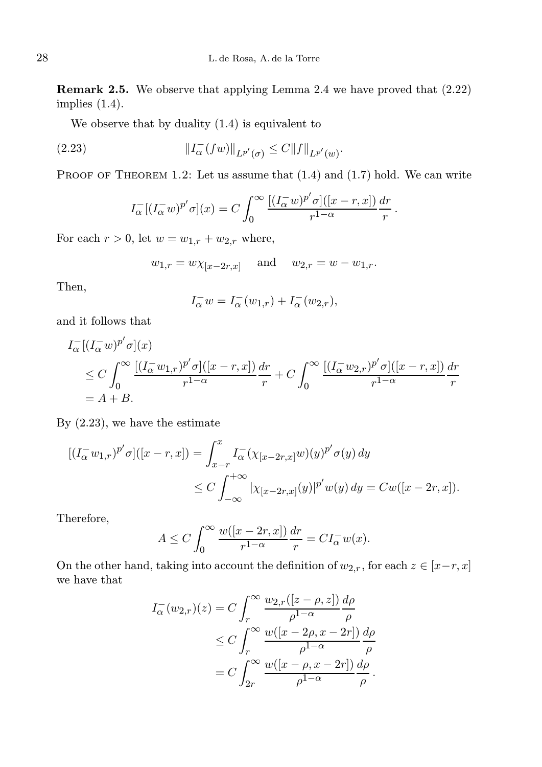**Remark 2.5.** We observe that applying Lemma 2.4 we have proved that (2.22) implies (1.4).

We observe that by duality (1.4) is equivalent to

$$\|I_\alpha^-(fw)\|_{L^{p'}(\sigma)} \leq C\|f\|_{L^{p'}(w)}. \tag{2.23}$$

Proof of Theorem 1.2: Let us assume that (1.4) and (1.7) hold. We can write

$$I_\alpha^-[(I_\alpha^- w)^{p'}\sigma](x) = C\int_0^\infty \frac{[(I_\alpha^- w)^{p'}\sigma]([x-r,x])}{r^{1-\alpha}}\frac{dr}{r}.$$

For each $r>0$, let $w = w_{1,r} + w_{2,r}$ where,

$$w_{1,r} = w\chi_{[x-2r,x]} \quad \text{ and } \quad w_{2,r} = w - w_{1,r}.$$

Then,

$$I_\alpha^- w = I_\alpha^-(w_{1,r}) + I_\alpha^-(w_{2,r}),$$

and it follows that

$$\begin{aligned}
&I_\alpha^-[(I_\alpha^- w)^{p'}\sigma](x) \\
&\quad\leq C\int_0^\infty \frac{[(I_\alpha^- w_{1,r})^{p'}\sigma]([x-r,x])}{r^{1-\alpha}}\frac{dr}{r} + C\int_0^\infty \frac{[(I_\alpha^- w_{2,r})^{p'}\sigma]([x-r,x])}{r^{1-\alpha}}\frac{dr}{r} \\
&\quad= A + B.
\end{aligned}$$

By (2.23), we have the estimate

$$\begin{aligned}
[(I_\alpha^- w_{1,r})^{p'}\sigma]([x-r,x]) &= \int_{x-r}^x I_\alpha^-(\chi_{[x-2r,x]}w)(y)^{p'}\sigma(y)\,dy \\
&\leq C\int_{-\infty}^{+\infty} |\chi_{[x-2r,x]}(y)|^{p'} w(y)\,dy = Cw([x-2r,x]).
\end{aligned}$$

Therefore,

$$A \leq C\int_0^\infty \frac{w([x-2r,x])}{r^{1-\alpha}}\frac{dr}{r} = CI_\alpha^- w(x).$$

On the other hand, taking into account the definition of $w_{2,r}$, for each $z \in [x-r,x]$ we have that

$$\begin{aligned}
I_\alpha^-(w_{2,r})(z) &= C\int_r^\infty \frac{w_{2,r}([z-\rho,z])}{\rho^{1-\alpha}}\frac{d\rho}{\rho} \\
&\leq C\int_r^\infty \frac{w([x-2\rho,x-2r])}{\rho^{1-\alpha}}\frac{d\rho}{\rho} \\
&= C\int_{2r}^\infty \frac{w([x-\rho,x-2r])}{\rho^{1-\alpha}}\frac{d\rho}{\rho}.
\end{aligned}$$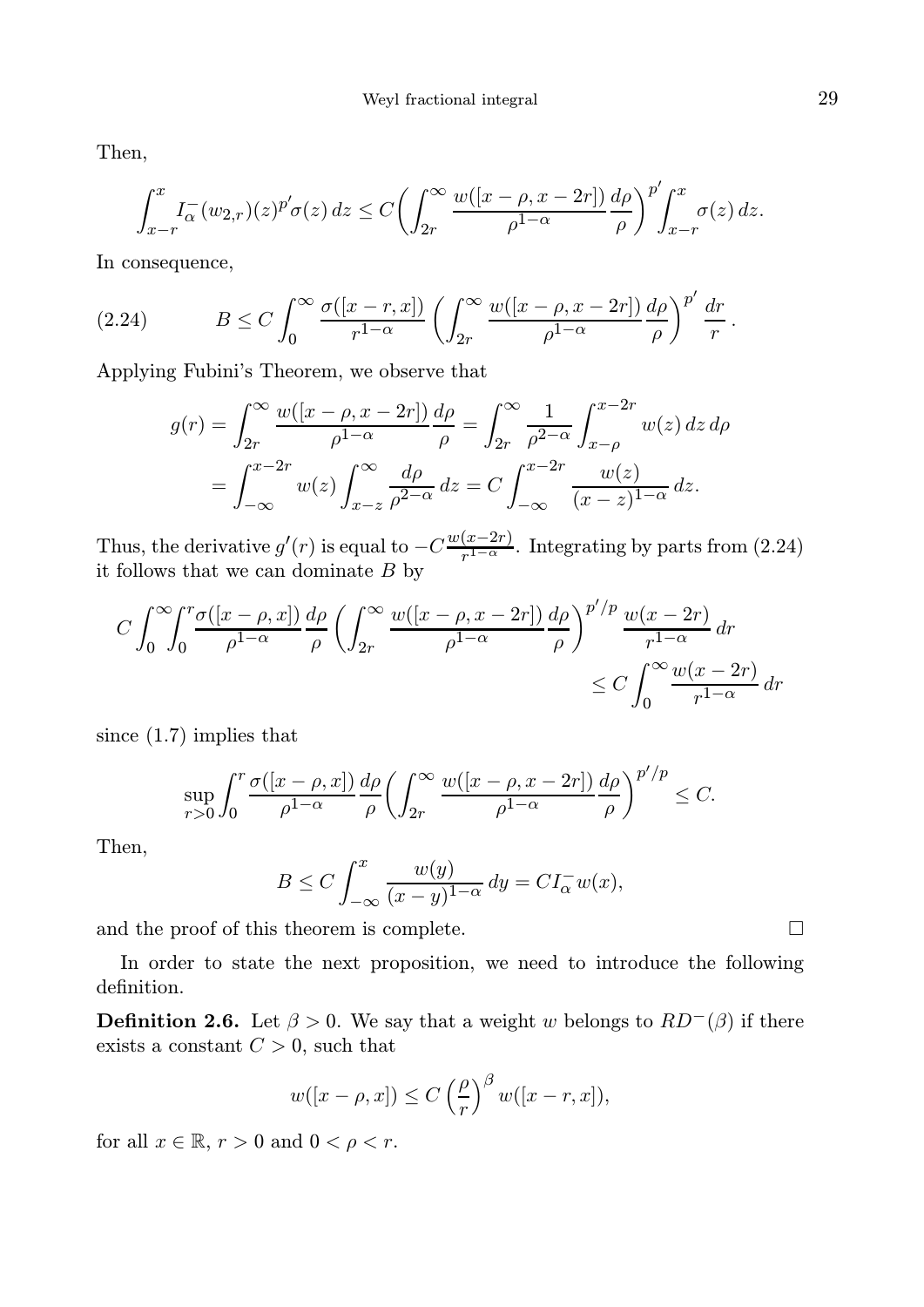Then,

$$\int_{x-r}^{x} I_\alpha^-(w_{2,r})(z)^{p'}\sigma(z)\,dz \le C\bigg(\int_{2r}^{\infty}\frac{w([x-\rho,x-2r])}{\rho^{1-\alpha}}\frac{d\rho}{\rho}\bigg)^{p'}\int_{x-r}^{x}\sigma(z)\,dz.$$

In consequence,

$$B \le C\int_0^\infty \frac{\sigma([x-r,x])}{r^{1-\alpha}}\left(\int_{2r}^{\infty}\frac{w([x-\rho,x-2r])}{\rho^{1-\alpha}}\frac{d\rho}{\rho}\right)^{p'}\frac{dr}{r}\,. \tag{2.24}$$

Applying Fubini's Theorem, we observe that

$$\begin{aligned} g(r) &= \int_{2r}^{\infty}\frac{w([x-\rho,x-2r])}{\rho^{1-\alpha}}\frac{d\rho}{\rho} = \int_{2r}^{\infty}\frac{1}{\rho^{2-\alpha}}\int_{x-\rho}^{x-2r} w(z)\,dz\,d\rho \\ &= \int_{-\infty}^{x-2r} w(z)\int_{x-z}^{\infty}\frac{d\rho}{\rho^{2-\alpha}}\,dz = C\int_{-\infty}^{x-2r}\frac{w(z)}{(x-z)^{1-\alpha}}\,dz. \end{aligned}$$

Thus, the derivative $g'(r)$ is equal to $-C\frac{w(x-2r)}{r^{1-\alpha}}$. Integrating by parts from (2.24) it follows that we can dominate $B$ by

$$\begin{aligned} C\int_0^\infty\!\!\int_0^r \frac{\sigma([x-\rho,x])}{\rho^{1-\alpha}}\frac{d\rho}{\rho}\left(\int_{2r}^{\infty}\frac{w([x-\rho,x-2r])}{\rho^{1-\alpha}}\frac{d\rho}{\rho}\right)^{p'/p}\frac{w(x-2r)}{r^{1-\alpha}}\,dr \\ \le C\int_0^\infty \frac{w(x-2r)}{r^{1-\alpha}}\,dr \end{aligned}$$

since (1.7) implies that

$$\sup_{r>0}\int_0^r \frac{\sigma([x-\rho,x])}{\rho^{1-\alpha}}\frac{d\rho}{\rho}\bigg(\int_{2r}^{\infty}\frac{w([x-\rho,x-2r])}{\rho^{1-\alpha}}\frac{d\rho}{\rho}\bigg)^{p'/p} \le C.$$

Then,

$$B \le C\int_{-\infty}^{x}\frac{w(y)}{(x-y)^{1-\alpha}}\,dy = CI_\alpha^- w(x),$$

and the proof of this theorem is complete. □

In order to state the next proposition, we need to introduce the following definition.

**Definition 2.6.** Let $\beta > 0$. We say that a weight $w$ belongs to $RD^-(\beta)$ if there exists a constant $C > 0$, such that

$$w([x-\rho,x]) \le C\left(\frac{\rho}{r}\right)^{\beta} w([x-r,x]),$$

for all $x \in \mathbb{R}$, $r > 0$ and $0 < \rho < r$.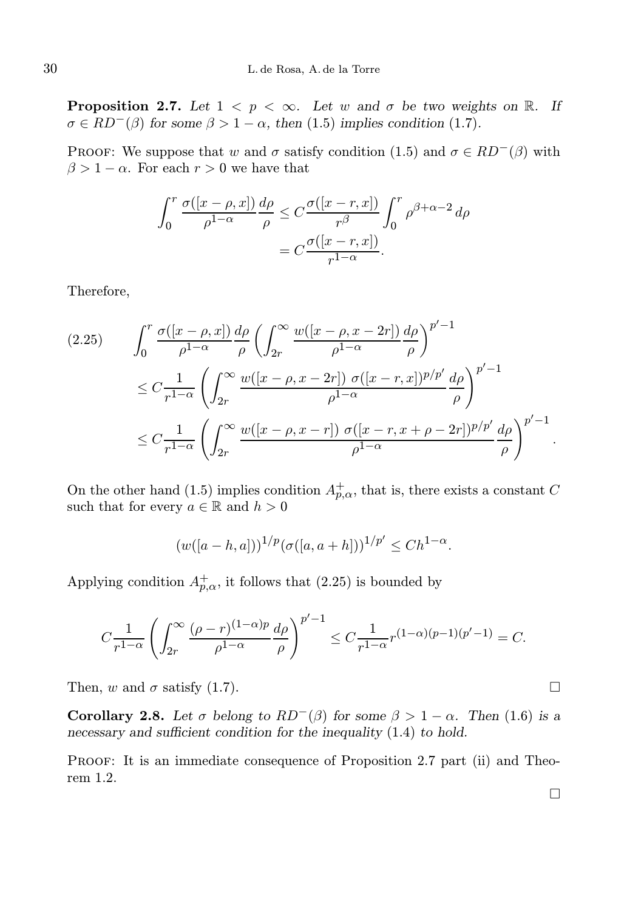**Proposition 2.7.** *Let $1 < p < \infty$. Let $w$ and $\sigma$ be two weights on $\mathbb{R}$. If $\sigma \in RD^-(\beta)$ for some $\beta > 1-\alpha$, then* (1.5) *implies condition* (1.7)*.*

Proof: We suppose that $w$ and $\sigma$ satisfy condition (1.5) and $\sigma \in RD^-(\beta)$ with $\beta > 1-\alpha$. For each $r > 0$ we have that

$$\begin{aligned}\int_0^r \frac{\sigma([x-\rho,x])}{\rho^{1-\alpha}}\frac{d\rho}{\rho} &\leq C\frac{\sigma([x-r,x])}{r^\beta}\int_0^r \rho^{\beta+\alpha-2}\,d\rho \\ &= C\frac{\sigma([x-r,x])}{r^{1-\alpha}}.\end{aligned}$$

Therefore,

$$\begin{aligned}(2.25)\qquad &\int_0^r \frac{\sigma([x-\rho,x])}{\rho^{1-\alpha}}\frac{d\rho}{\rho}\left(\int_{2r}^\infty \frac{w([x-\rho,x-2r])}{\rho^{1-\alpha}}\frac{d\rho}{\rho}\right)^{p'-1} \\ &\leq C\frac{1}{r^{1-\alpha}}\left(\int_{2r}^\infty \frac{w([x-\rho,x-2r])\ \sigma([x-r,x])^{p/p'}}{\rho^{1-\alpha}}\frac{d\rho}{\rho}\right)^{p'-1} \\ &\leq C\frac{1}{r^{1-\alpha}}\left(\int_{2r}^\infty \frac{w([x-\rho,x-r])\ \sigma([x-r,x+\rho-2r])^{p/p'}}{\rho^{1-\alpha}}\frac{d\rho}{\rho}\right)^{p'-1}.\end{aligned}$$

On the other hand (1.5) implies condition $A^+_{p,\alpha}$, that is, there exists a constant $C$ such that for every $a \in \mathbb{R}$ and $h > 0$

$$(w([a-h,a]))^{1/p}(\sigma([a,a+h]))^{1/p'} \leq Ch^{1-\alpha}.$$

Applying condition $A^+_{p,\alpha}$, it follows that (2.25) is bounded by

$$C\frac{1}{r^{1-\alpha}}\left(\int_{2r}^\infty \frac{(\rho-r)^{(1-\alpha)p}}{\rho^{1-\alpha}}\frac{d\rho}{\rho}\right)^{p'-1} \leq C\frac{1}{r^{1-\alpha}}r^{(1-\alpha)(p-1)(p'-1)} = C.$$

Then, $w$ and $\sigma$ satisfy (1.7). $\square$

**Corollary 2.8.** *Let $\sigma$ belong to $RD^-(\beta)$ for some $\beta > 1-\alpha$. Then* (1.6) *is a necessary and sufficient condition for the inequality* (1.4) *to hold.*

Proof: It is an immediate consequence of Proposition 2.7 part (ii) and Theorem 1.2. $\square$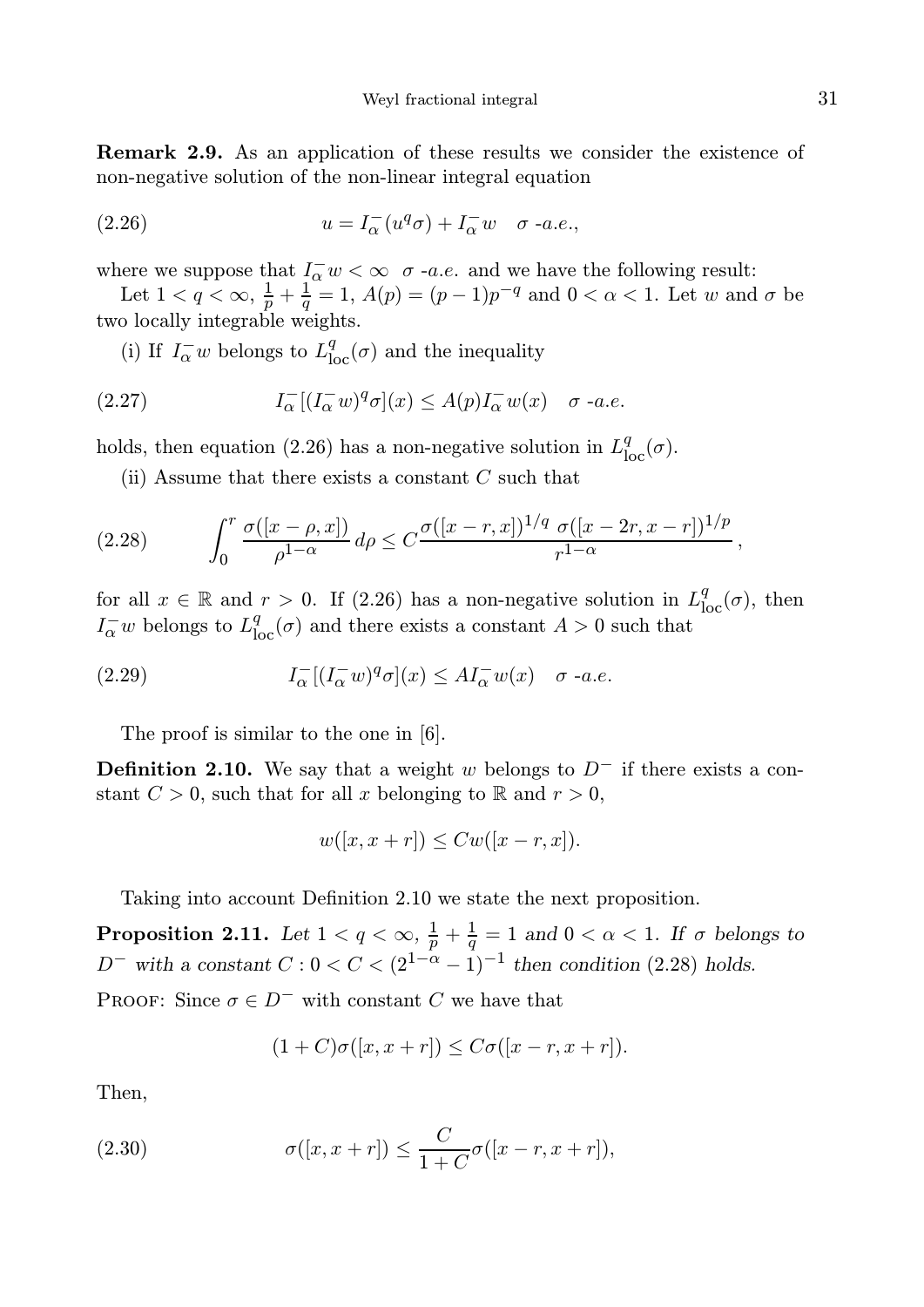**Remark 2.9.** As an application of these results we consider the existence of non-negative solution of the non-linear integral equation

$$u = I_\alpha^-(u^q\sigma) + I_\alpha^- w \quad \sigma\text{-}a.e., \tag{2.26}$$

where we suppose that $I_\alpha^- w < \infty$ $\sigma$-*a.e.* and we have the following result:

Let $1 < q < \infty$, $\frac{1}{p} + \frac{1}{q} = 1$, $A(p) = (p-1)p^{-q}$ and $0 < \alpha < 1$. Let $w$ and $\sigma$ be two locally integrable weights.

(i) If $I_\alpha^- w$ belongs to $L^q_{\text{loc}}(\sigma)$ and the inequality

$$I_\alpha^-[(I_\alpha^- w)^q \sigma](x) \le A(p) I_\alpha^- w(x) \quad \sigma\text{-}a.e. \tag{2.27}$$

holds, then equation (2.26) has a non-negative solution in $L^q_{\text{loc}}(\sigma)$.

(ii) Assume that there exists a constant $C$ such that

$$\int_0^r \frac{\sigma([x-\rho, x])}{\rho^{1-\alpha}}\, d\rho \le C \frac{\sigma([x-r,x])^{1/q}\ \sigma([x-2r, x-r])^{1/p}}{r^{1-\alpha}}, \tag{2.28}$$

for all $x \in \mathbb{R}$ and $r > 0$. If (2.26) has a non-negative solution in $L^q_{\text{loc}}(\sigma)$, then $I_\alpha^- w$ belongs to $L^q_{\text{loc}}(\sigma)$ and there exists a constant $A > 0$ such that

$$I_\alpha^-[(I_\alpha^- w)^q \sigma](x) \le A I_\alpha^- w(x) \quad \sigma\text{-}a.e. \tag{2.29}$$

The proof is similar to the one in [6].

**Definition 2.10.** We say that a weight $w$ belongs to $D^-$ if there exists a constant $C > 0$, such that for all $x$ belonging to $\mathbb{R}$ and $r > 0$,

$$w([x, x+r]) \le C w([x-r, x]).$$

Taking into account Definition 2.10 we state the next proposition.

**Proposition 2.11.** *Let $1 < q < \infty$, $\frac{1}{p} + \frac{1}{q} = 1$ and $0 < \alpha < 1$. If $\sigma$ belongs to $D^-$ with a constant $C : 0 < C < (2^{1-\alpha} - 1)^{-1}$ then condition (2.28) holds.*

Proof: Since $\sigma \in D^-$ with constant $C$ we have that

$$(1 + C)\sigma([x, x+r]) \le C\sigma([x-r, x+r]).$$

Then,

$$\sigma([x, x+r]) \le \frac{C}{1+C} \sigma([x-r, x+r]), \tag{2.30}$$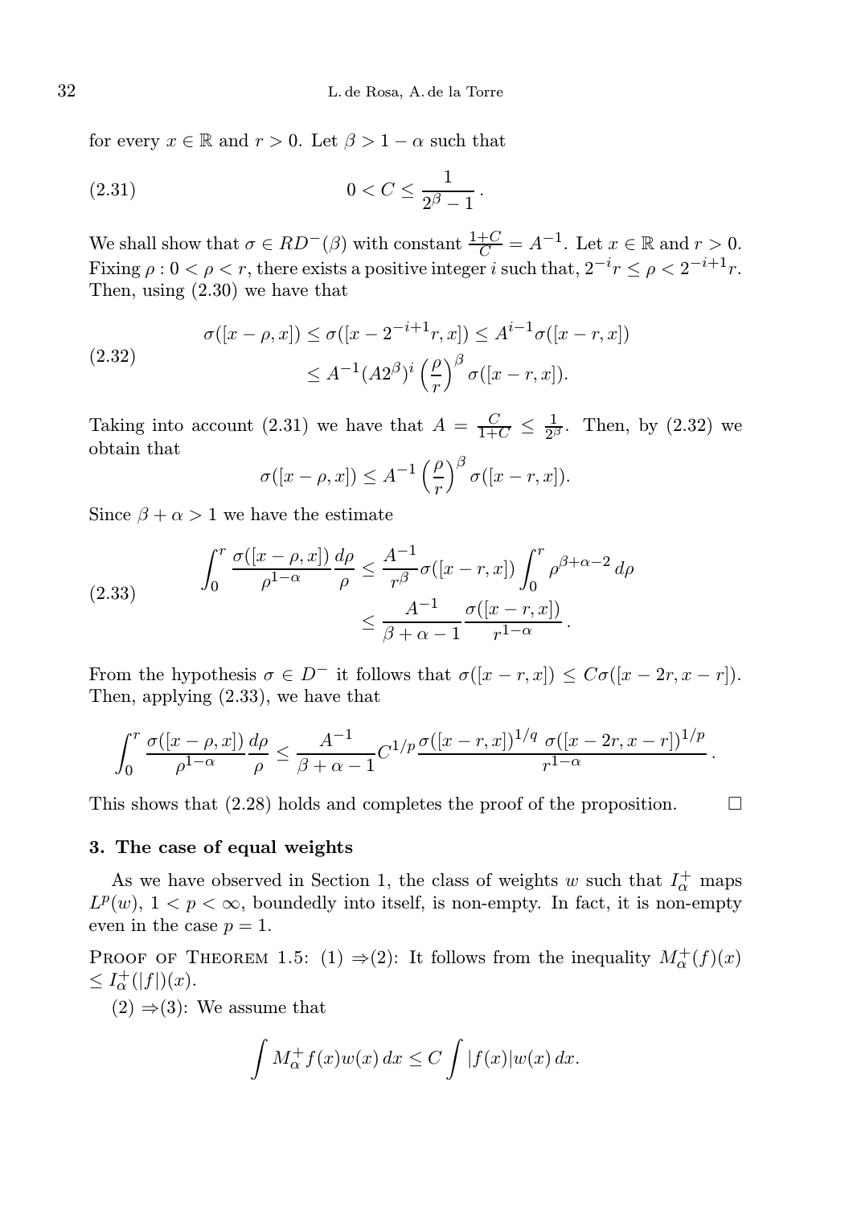for every $x \in \mathbb{R}$ and $r > 0$. Let $\beta > 1 - \alpha$ such that

$$0 < C \leq \frac{1}{2^{\beta} - 1}\,. \tag{2.31}$$

We shall show that $\sigma \in RD^{-}(\beta)$ with constant $\frac{1+C}{C} = A^{-1}$. Let $x \in \mathbb{R}$ and $r > 0$. Fixing $\rho : 0 < \rho < r$, there exists a positive integer $i$ such that, $2^{-i}r \leq \rho < 2^{-i+1}r$. Then, using (2.30) we have that

$$\begin{aligned} \sigma([x-\rho, x]) &\leq \sigma([x - 2^{-i+1}r, x]) \leq A^{i-1}\sigma([x-r, x]) \\ &\leq A^{-1}(A2^{\beta})^{i}\left(\frac{\rho}{r}\right)^{\beta}\sigma([x-r,x]). \end{aligned} \tag{2.32}$$

Taking into account (2.31) we have that $A = \frac{C}{1+C} \leq \frac{1}{2^{\beta}}$. Then, by (2.32) we obtain that

$$\sigma([x-\rho, x]) \leq A^{-1}\left(\frac{\rho}{r}\right)^{\beta}\sigma([x-r,x]).$$

Since $\beta + \alpha > 1$ we have the estimate

$$\begin{aligned} \int_0^r \frac{\sigma([x-\rho,x])}{\rho^{1-\alpha}}\frac{d\rho}{\rho} &\leq \frac{A^{-1}}{r^{\beta}}\sigma([x-r,x])\int_0^r \rho^{\beta+\alpha-2}\,d\rho \\ &\leq \frac{A^{-1}}{\beta+\alpha-1}\frac{\sigma([x-r,x])}{r^{1-\alpha}}\,. \end{aligned} \tag{2.33}$$

From the hypothesis $\sigma \in D^{-}$ it follows that $\sigma([x-r,x]) \leq C\sigma([x-2r,x-r])$. Then, applying (2.33), we have that

$$\int_0^r \frac{\sigma([x-\rho,x])}{\rho^{1-\alpha}}\frac{d\rho}{\rho} \leq \frac{A^{-1}}{\beta+\alpha-1}C^{1/p}\frac{\sigma([x-r,x])^{1/q}\ \sigma([x-2r,x-r])^{1/p}}{r^{1-\alpha}}\,.$$

This shows that (2.28) holds and completes the proof of the proposition. $\square$

## 3. The case of equal weights

As we have observed in Section 1, the class of weights $w$ such that $I_{\alpha}^{+}$ maps $L^p(w)$, $1 < p < \infty$, boundedly into itself, is non-empty. In fact, it is non-empty even in the case $p = 1$.

Proof of Theorem 1.5: (1) $\Rightarrow$(2): It follows from the inequality $M_{\alpha}^{+}(f)(x) \leq I_{\alpha}^{+}(|f|)(x)$.

(2) $\Rightarrow$(3): We assume that

$$\int M_{\alpha}^{+}f(x)w(x)\,dx \leq C\int |f(x)|w(x)\,dx.$$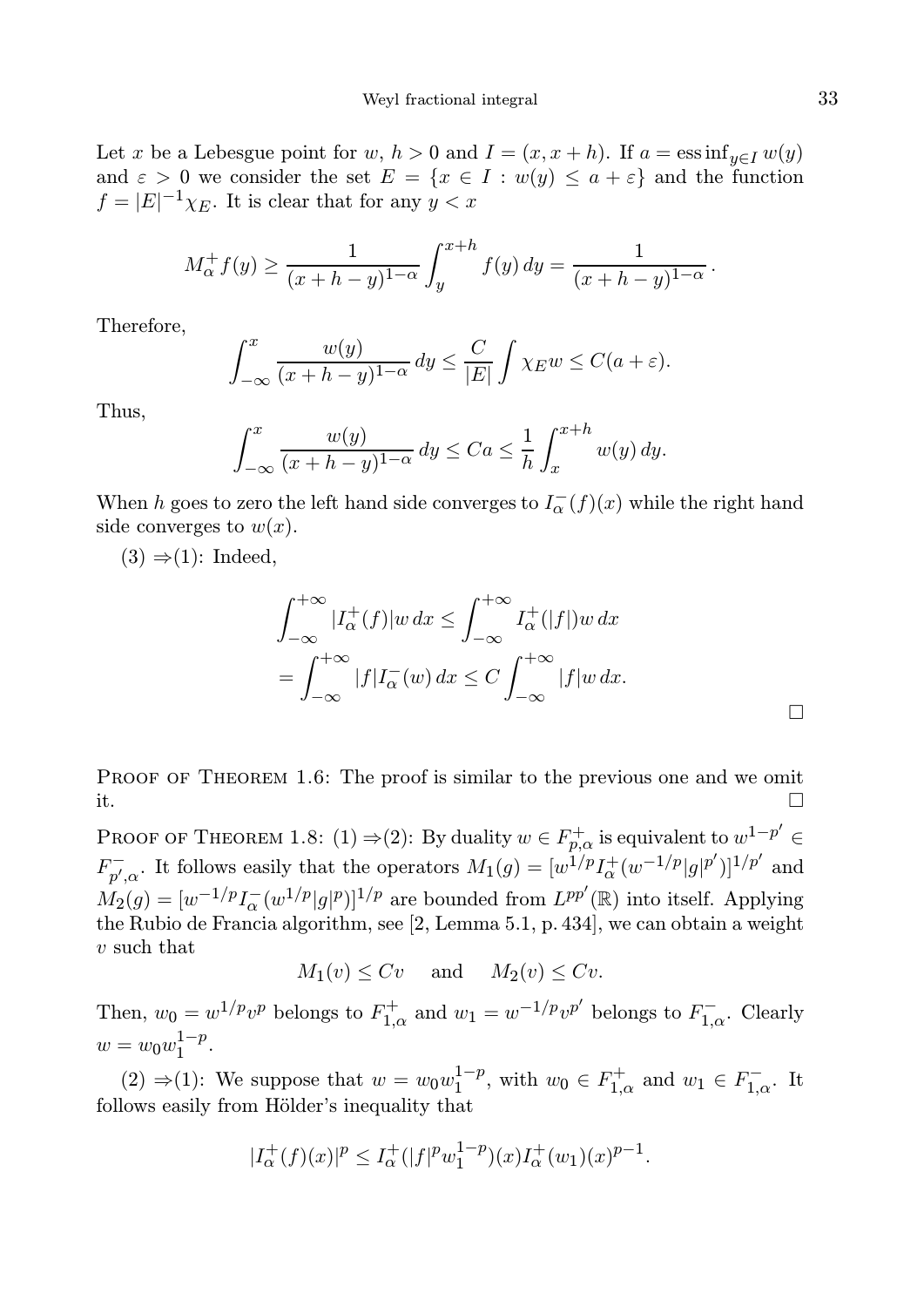Let $x$ be a Lebesgue point for $w$, $h > 0$ and $I = (x, x+h)$. If $a = \operatorname{ess\,inf}_{y \in I} w(y)$ and $\varepsilon > 0$ we consider the set $E = \{x \in I : w(y) \leq a + \varepsilon\}$ and the function $f = |E|^{-1}\chi_E$. It is clear that for any $y < x$

$$M_\alpha^+ f(y) \geq \frac{1}{(x+h-y)^{1-\alpha}} \int_y^{x+h} f(y)\, dy = \frac{1}{(x+h-y)^{1-\alpha}}\,.$$

Therefore,

$$\int_{-\infty}^{x} \frac{w(y)}{(x+h-y)^{1-\alpha}}\, dy \leq \frac{C}{|E|} \int \chi_E w \leq C(a+\varepsilon).$$

Thus,

$$\int_{-\infty}^{x} \frac{w(y)}{(x+h-y)^{1-\alpha}}\, dy \leq Ca \leq \frac{1}{h} \int_x^{x+h} w(y)\, dy.$$

When $h$ goes to zero the left hand side converges to $I_\alpha^-(f)(x)$ while the right hand side converges to $w(x)$.

(3) $\Rightarrow$(1): Indeed,

$$\begin{aligned}\int_{-\infty}^{+\infty} |I_\alpha^+(f)| w\, dx &\leq \int_{-\infty}^{+\infty} I_\alpha^+(|f|) w\, dx \\ &= \int_{-\infty}^{+\infty} |f| I_\alpha^-(w)\, dx \leq C \int_{-\infty}^{+\infty} |f| w\, dx.\end{aligned}$$

□

Proof of Theorem 1.6: The proof is similar to the previous one and we omit it. □

Proof of Theorem 1.8: (1) $\Rightarrow$(2): By duality $w \in F_{p,\alpha}^+$ is equivalent to $w^{1-p'} \in F_{p',\alpha}^-$. It follows easily that the operators $M_1(g) = [w^{1/p} I_\alpha^+(w^{-1/p}|g|^{p'})]^{1/p'}$ and $M_2(g) = [w^{-1/p} I_\alpha^-(w^{1/p}|g|^p)]^{1/p}$ are bounded from $L^{pp'}(\mathbb{R})$ into itself. Applying the Rubio de Francia algorithm, see [2, Lemma 5.1, p. 434], we can obtain a weight $v$ such that

$$M_1(v) \leq Cv \quad \text{ and } \quad M_2(v) \leq Cv.$$

Then, $w_0 = w^{1/p} v^p$ belongs to $F_{1,\alpha}^+$ and $w_1 = w^{-1/p} v^{p'}$ belongs to $F_{1,\alpha}^-$. Clearly $w = w_0 w_1^{1-p}$.

(2) $\Rightarrow$(1): We suppose that $w = w_0 w_1^{1-p}$, with $w_0 \in F_{1,\alpha}^+$ and $w_1 \in F_{1,\alpha}^-$. It follows easily from Hölder's inequality that

$$|I_\alpha^+(f)(x)|^p \leq I_\alpha^+(|f|^p w_1^{1-p})(x) I_\alpha^+(w_1)(x)^{p-1}.$$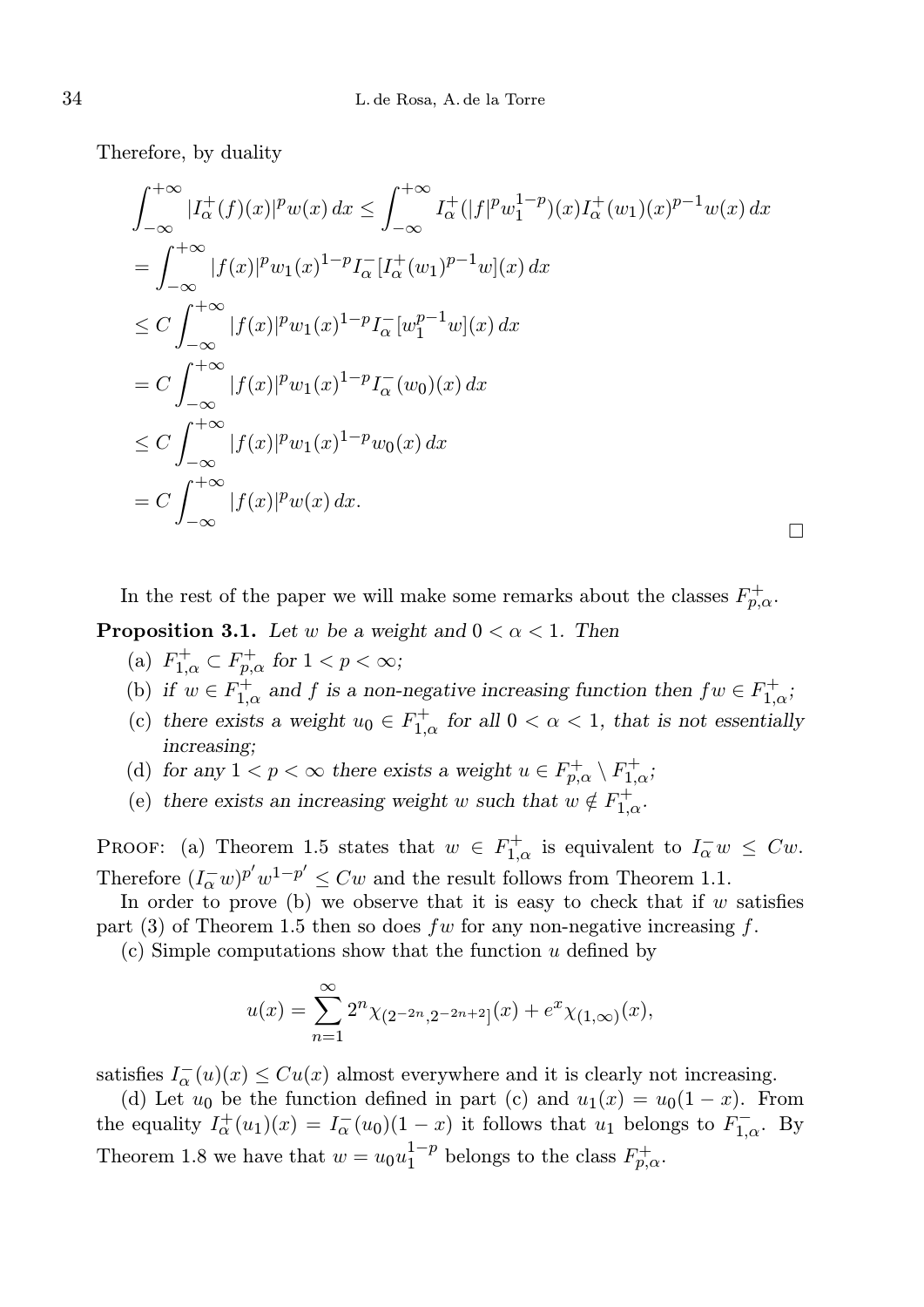Therefore, by duality

$$
\begin{aligned}
\int_{-\infty}^{+\infty} |I_\alpha^+(f)(x)|^p w(x)\,dx &\le \int_{-\infty}^{+\infty} I_\alpha^+(|f|^p w_1^{1-p})(x) I_\alpha^+(w_1)(x)^{p-1} w(x)\,dx \\
&= \int_{-\infty}^{+\infty} |f(x)|^p w_1(x)^{1-p} I_\alpha^-[I_\alpha^+(w_1)^{p-1} w](x)\,dx \\
&\le C \int_{-\infty}^{+\infty} |f(x)|^p w_1(x)^{1-p} I_\alpha^-[w_1^{p-1} w](x)\,dx \\
&= C \int_{-\infty}^{+\infty} |f(x)|^p w_1(x)^{1-p} I_\alpha^-(w_0)(x)\,dx \\
&\le C \int_{-\infty}^{+\infty} |f(x)|^p w_1(x)^{1-p} w_0(x)\,dx \\
&= C \int_{-\infty}^{+\infty} |f(x)|^p w(x)\,dx.
\end{aligned}
$$

□

In the rest of the paper we will make some remarks about the classes $F_{p,\alpha}^+$.

**Proposition 3.1.** *Let $w$ be a weight and $0 < \alpha < 1$. Then*

(a) *$F_{1,\alpha}^+ \subset F_{p,\alpha}^+$ for $1 < p < \infty$;*

(b) *if $w \in F_{1,\alpha}^+$ and $f$ is a non-negative increasing function then $fw \in F_{1,\alpha}^+$;*

(c) *there exists a weight $u_0 \in F_{1,\alpha}^+$ for all $0 < \alpha < 1$, that is not essentially increasing;*

(d) *for any $1 < p < \infty$ there exists a weight $u \in F_{p,\alpha}^+ \setminus F_{1,\alpha}^+$;*

(e) *there exists an increasing weight $w$ such that $w \notin F_{1,\alpha}^+$.*

Proof: (a) Theorem 1.5 states that $w \in F_{1,\alpha}^+$ is equivalent to $I_\alpha^- w \le Cw$. Therefore $(I_\alpha^- w)^{p'} w^{1-p'} \le Cw$ and the result follows from Theorem 1.1.

In order to prove (b) we observe that it is easy to check that if $w$ satisfies part (3) of Theorem 1.5 then so does $fw$ for any non-negative increasing $f$.

(c) Simple computations show that the function $u$ defined by

$$
u(x) = \sum_{n=1}^{\infty} 2^n \chi_{(2^{-2n}, 2^{-2n+2}]}(x) + e^x \chi_{(1,\infty)}(x),
$$

satisfies $I_\alpha^-(u)(x) \le Cu(x)$ almost everywhere and it is clearly not increasing.

(d) Let $u_0$ be the function defined in part (c) and $u_1(x) = u_0(1-x)$. From the equality $I_\alpha^+(u_1)(x) = I_\alpha^-(u_0)(1-x)$ it follows that $u_1$ belongs to $F_{1,\alpha}^-$. By Theorem 1.8 we have that $w = u_0 u_1^{1-p}$ belongs to the class $F_{p,\alpha}^+$.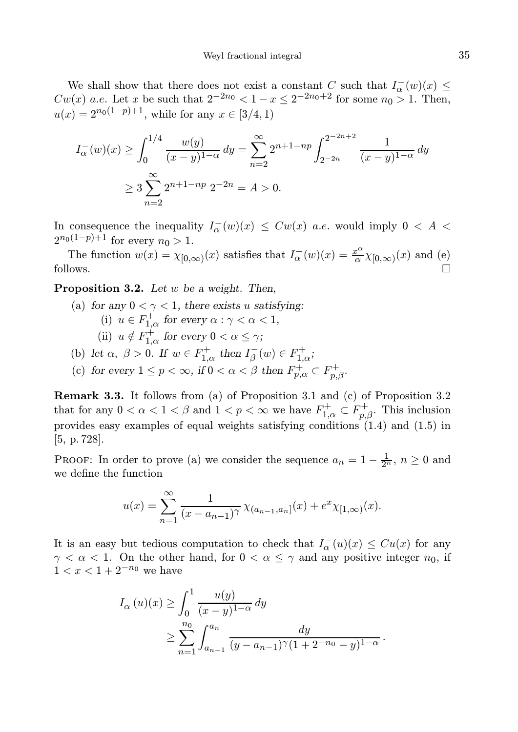We shall show that there does not exist a constant $C$ such that $I_\alpha^-(w)(x) \le Cw(x)$ *a.e.* Let $x$ be such that $2^{-2n_0} < 1 - x \le 2^{-2n_0+2}$ for some $n_0 > 1$. Then, $u(x) = 2^{n_0(1-p)+1}$, while for any $x \in [3/4, 1)$

$$
\begin{aligned}
I_\alpha^-(w)(x) &\ge \int_0^{1/4} \frac{w(y)}{(x-y)^{1-\alpha}}\, dy = \sum_{n=2}^{\infty} 2^{n+1-np} \int_{2^{-2n}}^{2^{-2n+2}} \frac{1}{(x-y)^{1-\alpha}}\, dy \\
&\ge 3 \sum_{n=2}^{\infty} 2^{n+1-np}\, 2^{-2n} = A > 0.
\end{aligned}
$$

In consequence the inequality $I_\alpha^-(w)(x) \le Cw(x)$ *a.e.* would imply $0 < A < 2^{n_0(1-p)+1}$ for every $n_0 > 1$.

The function $w(x) = \chi_{[0,\infty)}(x)$ satisfies that $I_\alpha^-(w)(x) = \frac{x^\alpha}{\alpha}\chi_{[0,\infty)}(x)$ and (e) follows. $\square$

**Proposition 3.2.** *Let $w$ be a weight. Then,*

(a) *for any $0 < \gamma < 1$, there exists $u$ satisfying:*
   (i) *$u \in F_{1,\alpha}^+$ for every $\alpha : \gamma < \alpha < 1$,*
   (ii) *$u \notin F_{1,\alpha}^+$ for every $0 < \alpha \le \gamma$;*

(b) *let $\alpha,\ \beta > 0$. If $w \in F_{1,\alpha}^+$ then $I_\beta^-(w) \in F_{1,\alpha}^+$;*

(c) *for every $1 \le p < \infty$, if $0 < \alpha < \beta$ then $F_{p,\alpha}^+ \subset F_{p,\beta}^+$.*

**Remark 3.3.** It follows from (a) of Proposition 3.1 and (c) of Proposition 3.2 that for any $0 < \alpha < 1 < \beta$ and $1 < p < \infty$ we have $F_{1,\alpha}^+ \subset F_{p,\beta}^+$. This inclusion provides easy examples of equal weights satisfying conditions (1.4) and (1.5) in [5, p. 728].

Proof: In order to prove (a) we consider the sequence $a_n = 1 - \frac{1}{2^n}$, $n \ge 0$ and we define the function

$$
u(x) = \sum_{n=1}^{\infty} \frac{1}{(x - a_{n-1})^\gamma}\, \chi_{(a_{n-1}, a_n]}(x) + e^x \chi_{[1,\infty)}(x).
$$

It is an easy but tedious computation to check that $I_\alpha^-(u)(x) \le Cu(x)$ for any $\gamma < \alpha < 1$. On the other hand, for $0 < \alpha \le \gamma$ and any positive integer $n_0$, if $1 < x < 1 + 2^{-n_0}$ we have

$$
\begin{aligned}
I_\alpha^-(u)(x) &\ge \int_0^1 \frac{u(y)}{(x-y)^{1-\alpha}}\, dy \\
&\ge \sum_{n=1}^{n_0} \int_{a_{n-1}}^{a_n} \frac{dy}{(y - a_{n-1})^\gamma (1 + 2^{-n_0} - y)^{1-\alpha}}\,.
\end{aligned}
$$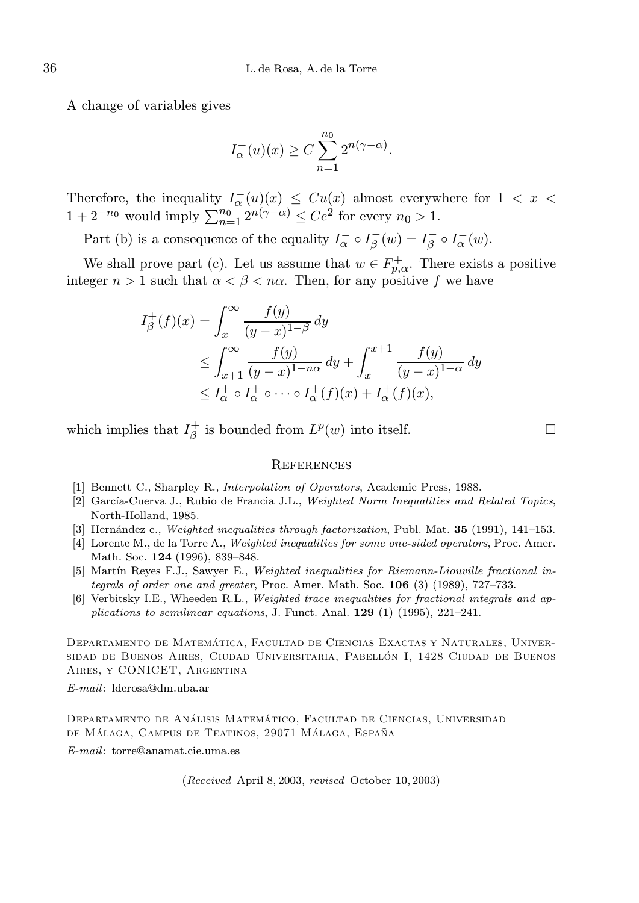A change of variables gives

$$I_\alpha^-(u)(x) \geq C \sum_{n=1}^{n_0} 2^{n(\gamma-\alpha)}.$$

Therefore, the inequality $I_\alpha^-(u)(x) \leq Cu(x)$ almost everywhere for $1 < x < 1 + 2^{-n_0}$ would imply $\sum_{n=1}^{n_0} 2^{n(\gamma-\alpha)} \leq Ce^2$ for every $n_0 > 1$.

Part (b) is a consequence of the equality $I_\alpha^- \circ I_\beta^-(w) = I_\beta^- \circ I_\alpha^-(w)$.

We shall prove part (c). Let us assume that $w \in F_{p,\alpha}^+$. There exists a positive integer $n > 1$ such that $\alpha < \beta < n\alpha$. Then, for any positive $f$ we have

$$\begin{aligned}
I_\beta^+(f)(x) &= \int_x^\infty \frac{f(y)}{(y-x)^{1-\beta}}\,dy \\
&\leq \int_{x+1}^\infty \frac{f(y)}{(y-x)^{1-n\alpha}}\,dy + \int_x^{x+1} \frac{f(y)}{(y-x)^{1-\alpha}}\,dy \\
&\leq I_\alpha^+ \circ I_\alpha^+ \circ \cdots \circ I_\alpha^+(f)(x) + I_\alpha^+(f)(x),
\end{aligned}$$

which implies that $I_\beta^+$ is bounded from $L^p(w)$ into itself. □

## References

[1] Bennett C., Sharpley R., *Interpolation of Operators*, Academic Press, 1988.

[2] García-Cuerva J., Rubio de Francia J.L., *Weighted Norm Inequalities and Related Topics*, North-Holland, 1985.

[3] Hernández e., *Weighted inequalities through factorization*, Publ. Mat. **35** (1991), 141–153.

[4] Lorente M., de la Torre A., *Weighted inequalities for some one-sided operators*, Proc. Amer. Math. Soc. **124** (1996), 839–848.

[5] Martín Reyes F.J., Sawyer E., *Weighted inequalities for Riemann-Liouville fractional integrals of order one and greater*, Proc. Amer. Math. Soc. **106** (3) (1989), 727–733.

[6] Verbitsky I.E., Wheeden R.L., *Weighted trace inequalities for fractional integrals and applications to semilinear equations*, J. Funct. Anal. **129** (1) (1995), 221–241.

Departamento de Matemática, Facultad de Ciencias Exactas y Naturales, Universidad de Buenos Aires, Ciudad Universitaria, Pabellón I, 1428 Ciudad de Buenos Aires, y CONICET, Argentina

*E-mail*: lderosa@dm.uba.ar

Departamento de Análisis Matemático, Facultad de Ciencias, Universidad de Málaga, Campus de Teatinos, 29071 Málaga, España

*E-mail*: torre@anamat.cie.uma.es

(*Received* April 8, 2003, *revised* October 10, 2003)